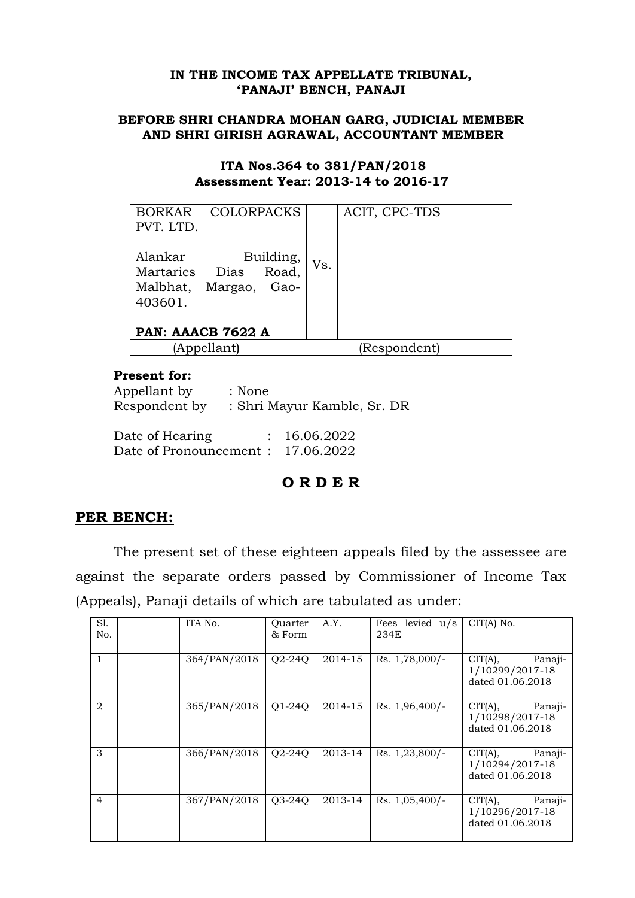**IN THE INCOME TAX APPELLATE TRIBUNAL,**
**'PANAJI' BENCH, PANAJI**

**BEFORE SHRI CHANDRA MOHAN GARG, JUDICIAL MEMBER AND SHRI GIRISH AGRAWAL, ACCOUNTANT MEMBER**

**ITA Nos.364 to 381/PAN/2018**
**Assessment Year: 2013-14 to 2016-17**

| BORKAR COLORPACKS PVT. LTD.<br><br>Alankar Building, Martaries Dias Road, Malbhat, Margao, Gao-403601.<br><br>**PAN: AAACB 7622 A** | Vs. | ACIT, CPC-TDS |
|---|---|---|
| (Appellant) | | (Respondent) |

**Present for:**
Appellant by : None
Respondent by : Shri Mayur Kamble, Sr. DR

Date of Hearing : 16.06.2022
Date of Pronouncement : 17.06.2022

## O R D E R

## PER BENCH:

The present set of these eighteen appeals filed by the assessee are against the separate orders passed by Commissioner of Income Tax (Appeals), Panaji details of which are tabulated as under:

| Sl. No. | | ITA No. | Quarter & Form | A.Y. | Fees levied u/s 234E | CIT(A) No. |
|---|---|---|---|---|---|---|
| 1 | | 364/PAN/2018 | Q2-24Q | 2014-15 | Rs. 1,78,000/- | CIT(A), Panaji-1/10299/2017-18 dated 01.06.2018 |
| 2 | | 365/PAN/2018 | Q1-24Q | 2014-15 | Rs. 1,96,400/- | CIT(A), Panaji-1/10298/2017-18 dated 01.06.2018 |
| 3 | | 366/PAN/2018 | Q2-24Q | 2013-14 | Rs. 1,23,800/- | CIT(A), Panaji-1/10294/2017-18 dated 01.06.2018 |
| 4 | | 367/PAN/2018 | Q3-24Q | 2013-14 | Rs. 1,05,400/- | CIT(A), Panaji-1/10296/2017-18 dated 01.06.2018 |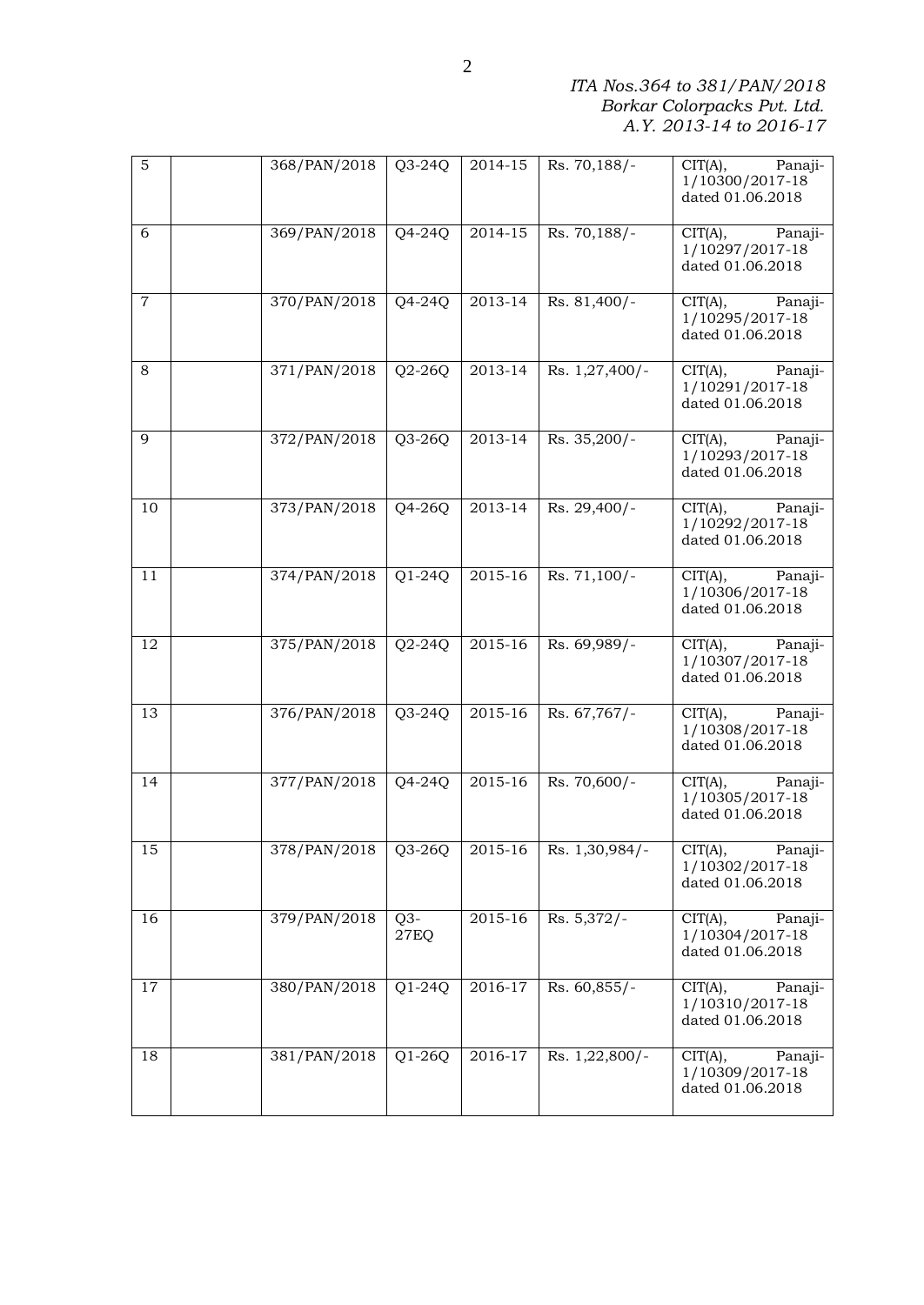| 5 | | 368/PAN/2018 | Q3-24Q | 2014-15 | Rs. 70,188/- | CIT(A), Panaji-1/10300/2017-18 dated 01.06.2018 |
|---|---|---|---|---|---|---|
| 6 | | 369/PAN/2018 | Q4-24Q | 2014-15 | Rs. 70,188/- | CIT(A), Panaji-1/10297/2017-18 dated 01.06.2018 |
| 7 | | 370/PAN/2018 | Q4-24Q | 2013-14 | Rs. 81,400/- | CIT(A), Panaji-1/10295/2017-18 dated 01.06.2018 |
| 8 | | 371/PAN/2018 | Q2-26Q | 2013-14 | Rs. 1,27,400/- | CIT(A), Panaji-1/10291/2017-18 dated 01.06.2018 |
| 9 | | 372/PAN/2018 | Q3-26Q | 2013-14 | Rs. 35,200/- | CIT(A), Panaji-1/10293/2017-18 dated 01.06.2018 |
| 10 | | 373/PAN/2018 | Q4-26Q | 2013-14 | Rs. 29,400/- | CIT(A), Panaji-1/10292/2017-18 dated 01.06.2018 |
| 11 | | 374/PAN/2018 | Q1-24Q | 2015-16 | Rs. 71,100/- | CIT(A), Panaji-1/10306/2017-18 dated 01.06.2018 |
| 12 | | 375/PAN/2018 | Q2-24Q | 2015-16 | Rs. 69,989/- | CIT(A), Panaji-1/10307/2017-18 dated 01.06.2018 |
| 13 | | 376/PAN/2018 | Q3-24Q | 2015-16 | Rs. 67,767/- | CIT(A), Panaji-1/10308/2017-18 dated 01.06.2018 |
| 14 | | 377/PAN/2018 | Q4-24Q | 2015-16 | Rs. 70,600/- | CIT(A), Panaji-1/10305/2017-18 dated 01.06.2018 |
| 15 | | 378/PAN/2018 | Q3-26Q | 2015-16 | Rs. 1,30,984/- | CIT(A), Panaji-1/10302/2017-18 dated 01.06.2018 |
| 16 | | 379/PAN/2018 | Q3-27EQ | 2015-16 | Rs. 5,372/- | CIT(A), Panaji-1/10304/2017-18 dated 01.06.2018 |
| 17 | | 380/PAN/2018 | Q1-24Q | 2016-17 | Rs. 60,855/- | CIT(A), Panaji-1/10310/2017-18 dated 01.06.2018 |
| 18 | | 381/PAN/2018 | Q1-26Q | 2016-17 | Rs. 1,22,800/- | CIT(A), Panaji-1/10309/2017-18 dated 01.06.2018 |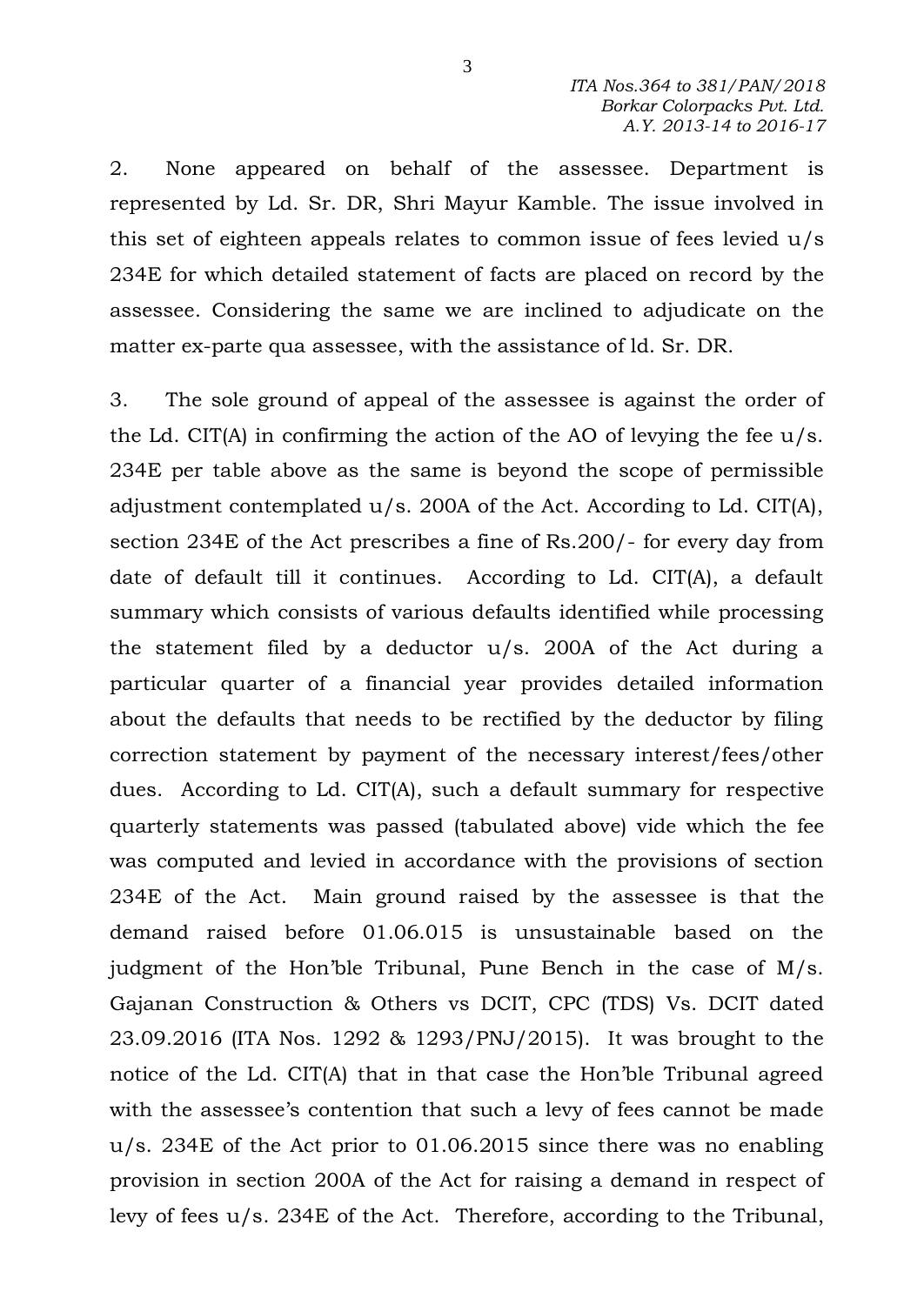2. None appeared on behalf of the assessee. Department is represented by Ld. Sr. DR, Shri Mayur Kamble. The issue involved in this set of eighteen appeals relates to common issue of fees levied u/s 234E for which detailed statement of facts are placed on record by the assessee. Considering the same we are inclined to adjudicate on the matter ex-parte qua assessee, with the assistance of ld. Sr. DR.

3. The sole ground of appeal of the assessee is against the order of the Ld. CIT(A) in confirming the action of the AO of levying the fee u/s. 234E per table above as the same is beyond the scope of permissible adjustment contemplated u/s. 200A of the Act. According to Ld. CIT(A), section 234E of the Act prescribes a fine of Rs.200/- for every day from date of default till it continues. According to Ld. CIT(A), a default summary which consists of various defaults identified while processing the statement filed by a deductor u/s. 200A of the Act during a particular quarter of a financial year provides detailed information about the defaults that needs to be rectified by the deductor by filing correction statement by payment of the necessary interest/fees/other dues. According to Ld. CIT(A), such a default summary for respective quarterly statements was passed (tabulated above) vide which the fee was computed and levied in accordance with the provisions of section 234E of the Act. Main ground raised by the assessee is that the demand raised before 01.06.015 is unsustainable based on the judgment of the Hon'ble Tribunal, Pune Bench in the case of M/s. Gajanan Construction & Others vs DCIT, CPC (TDS) Vs. DCIT dated 23.09.2016 (ITA Nos. 1292 & 1293/PNJ/2015). It was brought to the notice of the Ld. CIT(A) that in that case the Hon'ble Tribunal agreed with the assessee's contention that such a levy of fees cannot be made u/s. 234E of the Act prior to 01.06.2015 since there was no enabling provision in section 200A of the Act for raising a demand in respect of levy of fees u/s. 234E of the Act. Therefore, according to the Tribunal,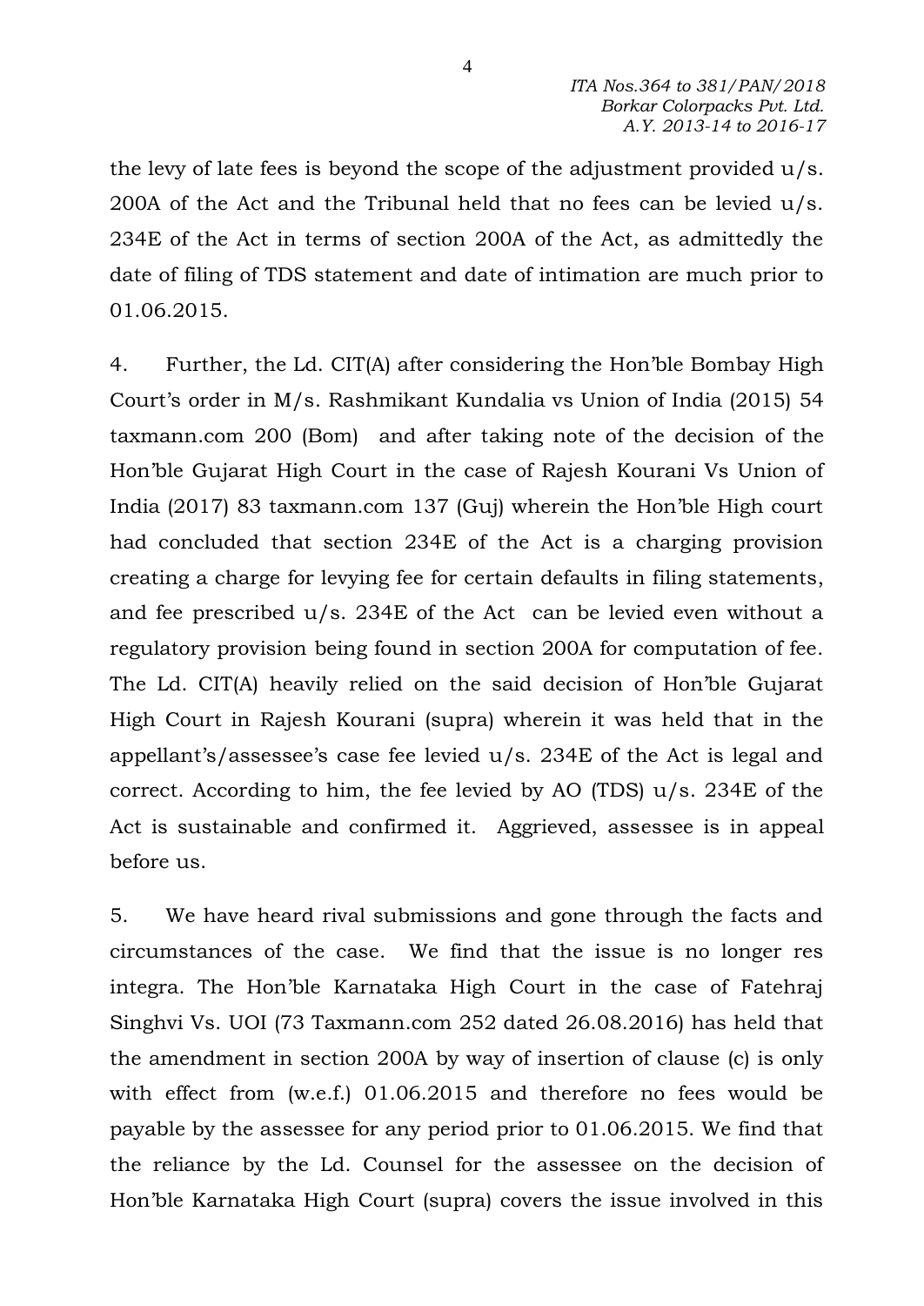the levy of late fees is beyond the scope of the adjustment provided u/s. 200A of the Act and the Tribunal held that no fees can be levied u/s. 234E of the Act in terms of section 200A of the Act, as admittedly the date of filing of TDS statement and date of intimation are much prior to 01.06.2015.

4. Further, the Ld. CIT(A) after considering the Hon'ble Bombay High Court's order in M/s. Rashmikant Kundalia vs Union of India (2015) 54 taxmann.com 200 (Bom) and after taking note of the decision of the Hon'ble Gujarat High Court in the case of Rajesh Kourani Vs Union of India (2017) 83 taxmann.com 137 (Guj) wherein the Hon'ble High court had concluded that section 234E of the Act is a charging provision creating a charge for levying fee for certain defaults in filing statements, and fee prescribed u/s. 234E of the Act can be levied even without a regulatory provision being found in section 200A for computation of fee. The Ld. CIT(A) heavily relied on the said decision of Hon'ble Gujarat High Court in Rajesh Kourani (supra) wherein it was held that in the appellant's/assessee's case fee levied u/s. 234E of the Act is legal and correct. According to him, the fee levied by AO (TDS) u/s. 234E of the Act is sustainable and confirmed it. Aggrieved, assessee is in appeal before us.

5. We have heard rival submissions and gone through the facts and circumstances of the case. We find that the issue is no longer res integra. The Hon'ble Karnataka High Court in the case of Fatehraj Singhvi Vs. UOI (73 Taxmann.com 252 dated 26.08.2016) has held that the amendment in section 200A by way of insertion of clause (c) is only with effect from (w.e.f.) 01.06.2015 and therefore no fees would be payable by the assessee for any period prior to 01.06.2015. We find that the reliance by the Ld. Counsel for the assessee on the decision of Hon'ble Karnataka High Court (supra) covers the issue involved in this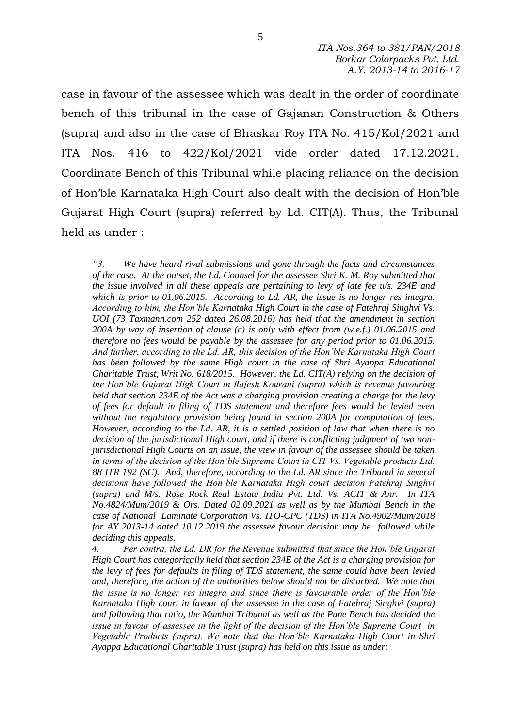case in favour of the assessee which was dealt in the order of coordinate bench of this tribunal in the case of Gajanan Construction & Others (supra) and also in the case of Bhaskar Roy ITA No. 415/Kol/2021 and ITA Nos. 416 to 422/Kol/2021 vide order dated 17.12.2021. Coordinate Bench of this Tribunal while placing reliance on the decision of Hon'ble Karnataka High Court also dealt with the decision of Hon'ble Gujarat High Court (supra) referred by Ld. CIT(A). Thus, the Tribunal held as under :

> *"3. We have heard rival submissions and gone through the facts and circumstances of the case. At the outset, the Ld. Counsel for the assessee Shri K. M. Roy submitted that the issue involved in all these appeals are pertaining to levy of late fee u/s. 234E and which is prior to 01.06.2015. According to Ld. AR, the issue is no longer res integra. According to him, the Hon'ble Karnataka High Court in the case of Fatehraj Singhvi Vs. UOI (73 Taxmann.com 252 dated 26.08.2016) has held that the amendment in section 200A by way of insertion of clause (c) is only with effect from (w.e.f.) 01.06.2015 and therefore no fees would be payable by the assessee for any period prior to 01.06.2015. And further, according to the Ld. AR, this decision of the Hon'ble Karnataka High Court has been followed by the same High court in the case of Shri Ayappa Educational Charitable Trust, Writ No. 618/2015. However, the Ld. CIT(A) relying on the decision of the Hon'ble Gujarat High Court in Rajesh Kourani (supra) which is revenue favouring held that section 234E of the Act was a charging provision creating a charge for the levy of fees for default in filing of TDS statement and therefore fees would be levied even without the regulatory provision being found in section 200A for computation of fees. However, according to the Ld. AR, it is a settled position of law that when there is no decision of the jurisdictional High court, and if there is conflicting judgment of two non-jurisdictional High Courts on an issue, the view in favour of the assessee should be taken in terms of the decision of the Hon'ble Supreme Court in CIT Vs. Vegetable products Ltd. 88 ITR 192 (SC). And, therefore, according to the Ld. AR since the Tribunal in several decisions have followed the Hon'ble Karnataka High court decision Fatehraj Singhvi (supra) and M/s. Rose Rock Real Estate India Pvt. Ltd. Vs. ACIT & Anr. In ITA No.4824/Mum/2019 & Ors. Dated 02.09.2021 as well as by the Mumbai Bench in the case of National Laminate Corporation Vs. ITO-CPC (TDS) in ITA No.4902/Mum/2018 for AY 2013-14 dated 10.12.2019 the assessee favour decision may be followed while deciding this appeals.*
>
> *4. Per contra, the Ld. DR for the Revenue submitted that since the Hon'ble Gujarat High Court has categorically held that section 234E of the Act is a charging provision for the levy of fees for defaults in filing of TDS statement, the same could have been levied and, therefore, the action of the authorities below should not be disturbed. We note that the issue is no longer res integra and since there is favourable order of the Hon'ble Karnataka High court in favour of the assessee in the case of Fatehraj Singhvi (supra) and following that ratio, the Mumbai Tribunal as well as the Pune Bench has decided the issue in favour of assessee in the light of the decision of the Hon'ble Supreme Court in Vegetable Products (supra). We note that the Hon'ble Karnataka High Court in Shri Ayappa Educational Charitable Trust (supra) has held on this issue as under:*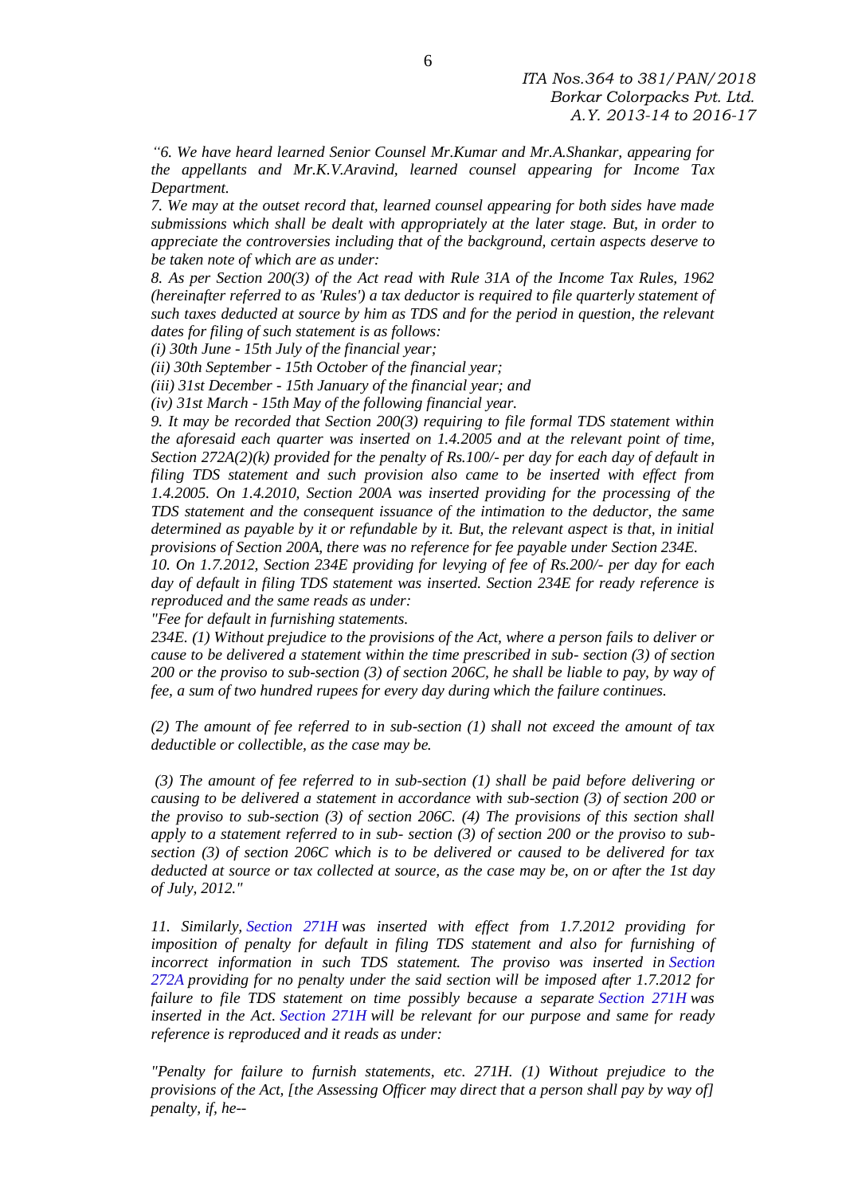*"6. We have heard learned Senior Counsel Mr.Kumar and Mr.A.Shankar, appearing for the appellants and Mr.K.V.Aravind, learned counsel appearing for Income Tax Department.*

*7. We may at the outset record that, learned counsel appearing for both sides have made submissions which shall be dealt with appropriately at the later stage. But, in order to appreciate the controversies including that of the background, certain aspects deserve to be taken note of which are as under:*

*8. As per Section 200(3) of the Act read with Rule 31A of the Income Tax Rules, 1962 (hereinafter referred to as 'Rules') a tax deductor is required to file quarterly statement of such taxes deducted at source by him as TDS and for the period in question, the relevant dates for filing of such statement is as follows:*

*(i) 30th June - 15th July of the financial year;*

*(ii) 30th September - 15th October of the financial year;*

*(iii) 31st December - 15th January of the financial year; and*

*(iv) 31st March - 15th May of the following financial year.*

*9. It may be recorded that Section 200(3) requiring to file formal TDS statement within the aforesaid each quarter was inserted on 1.4.2005 and at the relevant point of time, Section 272A(2)(k) provided for the penalty of Rs.100/- per day for each day of default in filing TDS statement and such provision also came to be inserted with effect from 1.4.2005. On 1.4.2010, Section 200A was inserted providing for the processing of the TDS statement and the consequent issuance of the intimation to the deductor, the same determined as payable by it or refundable by it. But, the relevant aspect is that, in initial provisions of Section 200A, there was no reference for fee payable under Section 234E.*

*10. On 1.7.2012, Section 234E providing for levying of fee of Rs.200/- per day for each day of default in filing TDS statement was inserted. Section 234E for ready reference is reproduced and the same reads as under:*

*"Fee for default in furnishing statements.*

*234E. (1) Without prejudice to the provisions of the Act, where a person fails to deliver or cause to be delivered a statement within the time prescribed in sub- section (3) of section 200 or the proviso to sub-section (3) of section 206C, he shall be liable to pay, by way of fee, a sum of two hundred rupees for every day during which the failure continues.*

*(2) The amount of fee referred to in sub-section (1) shall not exceed the amount of tax deductible or collectible, as the case may be.*

*(3) The amount of fee referred to in sub-section (1) shall be paid before delivering or causing to be delivered a statement in accordance with sub-section (3) of section 200 or the proviso to sub-section (3) of section 206C. (4) The provisions of this section shall apply to a statement referred to in sub- section (3) of section 200 or the proviso to sub-section (3) of section 206C which is to be delivered or caused to be delivered for tax deducted at source or tax collected at source, as the case may be, on or after the 1st day of July, 2012."*

*11. Similarly, Section 271H was inserted with effect from 1.7.2012 providing for imposition of penalty for default in filing TDS statement and also for furnishing of incorrect information in such TDS statement. The proviso was inserted in Section 272A providing for no penalty under the said section will be imposed after 1.7.2012 for failure to file TDS statement on time possibly because a separate Section 271H was inserted in the Act. Section 271H will be relevant for our purpose and same for ready reference is reproduced and it reads as under:*

*"Penalty for failure to furnish statements, etc. 271H. (1) Without prejudice to the provisions of the Act, [the Assessing Officer may direct that a person shall pay by way of] penalty, if, he--*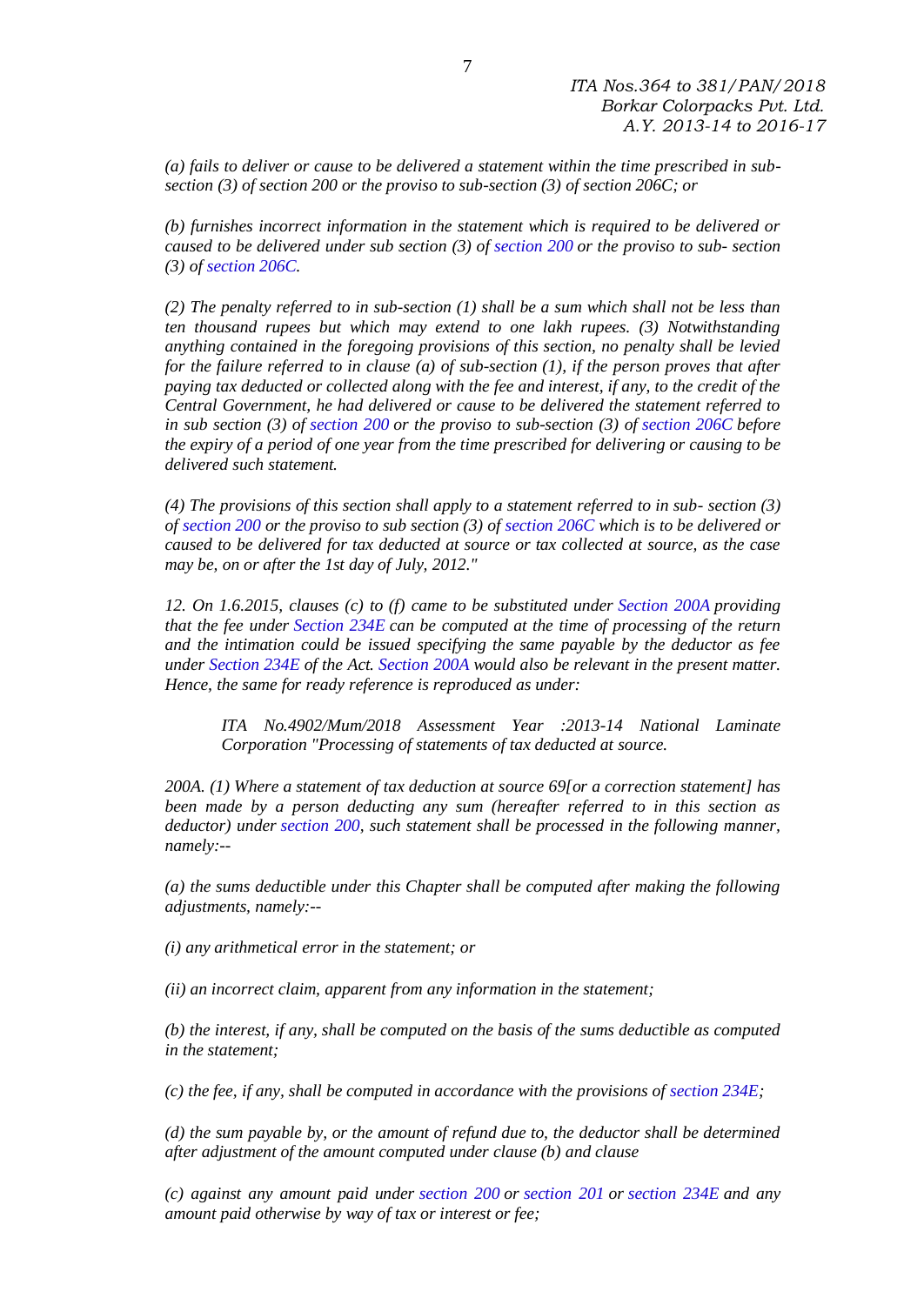*(a) fails to deliver or cause to be delivered a statement within the time prescribed in sub-section (3) of section 200 or the proviso to sub-section (3) of section 206C; or*

*(b) furnishes incorrect information in the statement which is required to be delivered or caused to be delivered under sub section (3) of section 200 or the proviso to sub- section (3) of section 206C.*

*(2) The penalty referred to in sub-section (1) shall be a sum which shall not be less than ten thousand rupees but which may extend to one lakh rupees. (3) Notwithstanding anything contained in the foregoing provisions of this section, no penalty shall be levied for the failure referred to in clause (a) of sub-section (1), if the person proves that after paying tax deducted or collected along with the fee and interest, if any, to the credit of the Central Government, he had delivered or cause to be delivered the statement referred to in sub section (3) of section 200 or the proviso to sub-section (3) of section 206C before the expiry of a period of one year from the time prescribed for delivering or causing to be delivered such statement.*

*(4) The provisions of this section shall apply to a statement referred to in sub- section (3) of section 200 or the proviso to sub section (3) of section 206C which is to be delivered or caused to be delivered for tax deducted at source or tax collected at source, as the case may be, on or after the 1st day of July, 2012."*

*12. On 1.6.2015, clauses (c) to (f) came to be substituted under Section 200A providing that the fee under Section 234E can be computed at the time of processing of the return and the intimation could be issued specifying the same payable by the deductor as fee under Section 234E of the Act. Section 200A would also be relevant in the present matter. Hence, the same for ready reference is reproduced as under:*

> *ITA No.4902/Mum/2018 Assessment Year :2013-14 National Laminate Corporation "Processing of statements of tax deducted at source.*

*200A. (1) Where a statement of tax deduction at source 69[or a correction statement] has been made by a person deducting any sum (hereafter referred to in this section as deductor) under section 200, such statement shall be processed in the following manner, namely:--*

*(a) the sums deductible under this Chapter shall be computed after making the following adjustments, namely:--*

*(i) any arithmetical error in the statement; or*

*(ii) an incorrect claim, apparent from any information in the statement;*

*(b) the interest, if any, shall be computed on the basis of the sums deductible as computed in the statement;*

*(c) the fee, if any, shall be computed in accordance with the provisions of section 234E;*

*(d) the sum payable by, or the amount of refund due to, the deductor shall be determined after adjustment of the amount computed under clause (b) and clause*

*(c) against any amount paid under section 200 or section 201 or section 234E and any amount paid otherwise by way of tax or interest or fee;*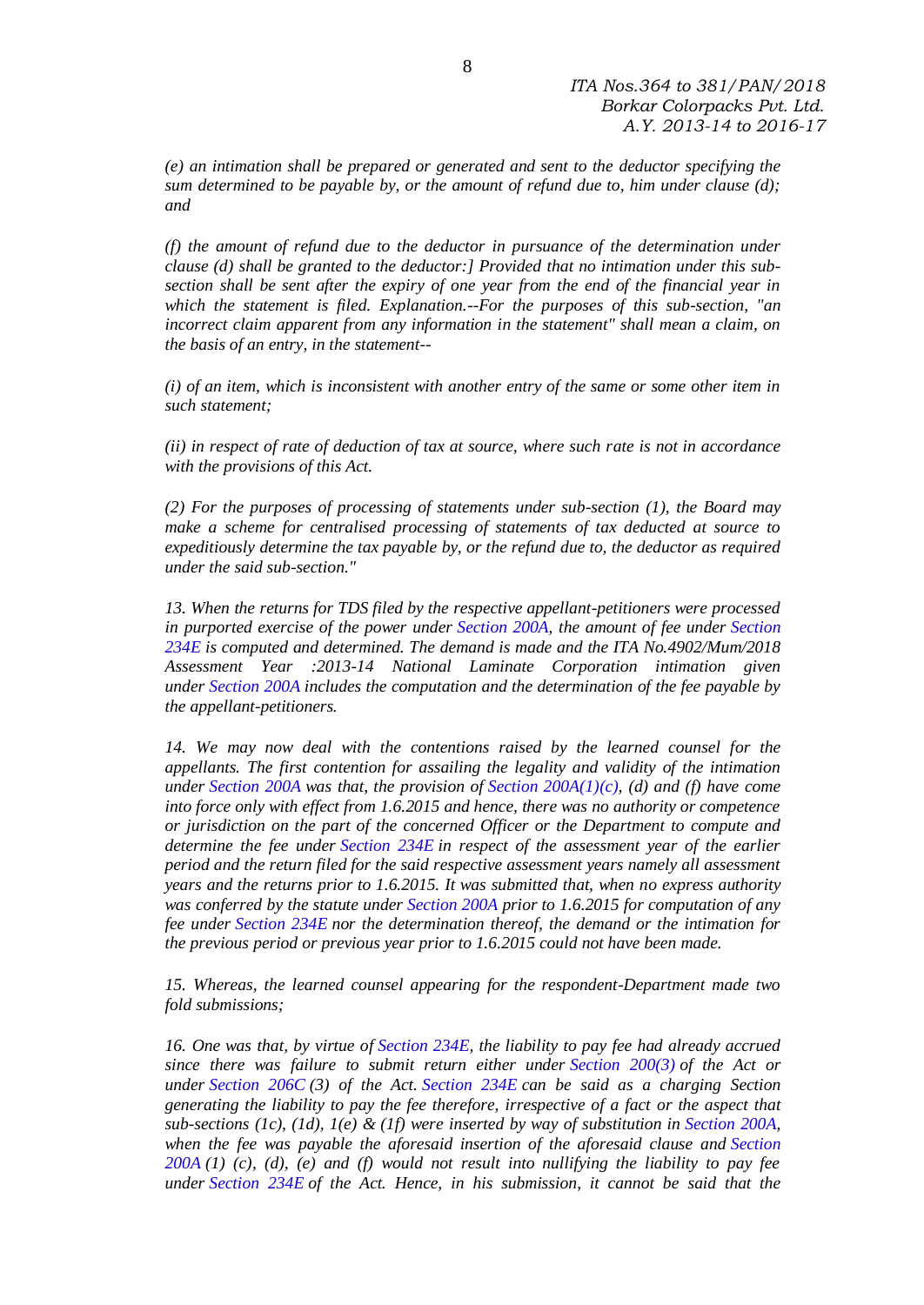*(e) an intimation shall be prepared or generated and sent to the deductor specifying the sum determined to be payable by, or the amount of refund due to, him under clause (d); and*

*(f) the amount of refund due to the deductor in pursuance of the determination under clause (d) shall be granted to the deductor:] Provided that no intimation under this sub-section shall be sent after the expiry of one year from the end of the financial year in which the statement is filed. Explanation.--For the purposes of this sub-section, "an incorrect claim apparent from any information in the statement" shall mean a claim, on the basis of an entry, in the statement--*

*(i) of an item, which is inconsistent with another entry of the same or some other item in such statement;*

*(ii) in respect of rate of deduction of tax at source, where such rate is not in accordance with the provisions of this Act.*

*(2) For the purposes of processing of statements under sub-section (1), the Board may make a scheme for centralised processing of statements of tax deducted at source to expeditiously determine the tax payable by, or the refund due to, the deductor as required under the said sub-section."*

*13. When the returns for TDS filed by the respective appellant-petitioners were processed in purported exercise of the power under Section 200A, the amount of fee under Section 234E is computed and determined. The demand is made and the ITA No.4902/Mum/2018 Assessment Year :2013-14 National Laminate Corporation intimation given under Section 200A includes the computation and the determination of the fee payable by the appellant-petitioners.*

*14. We may now deal with the contentions raised by the learned counsel for the appellants. The first contention for assailing the legality and validity of the intimation under Section 200A was that, the provision of Section 200A(1)(c), (d) and (f) have come into force only with effect from 1.6.2015 and hence, there was no authority or competence or jurisdiction on the part of the concerned Officer or the Department to compute and determine the fee under Section 234E in respect of the assessment year of the earlier period and the return filed for the said respective assessment years namely all assessment years and the returns prior to 1.6.2015. It was submitted that, when no express authority was conferred by the statute under Section 200A prior to 1.6.2015 for computation of any fee under Section 234E nor the determination thereof, the demand or the intimation for the previous period or previous year prior to 1.6.2015 could not have been made.*

*15. Whereas, the learned counsel appearing for the respondent-Department made two fold submissions;*

*16. One was that, by virtue of Section 234E, the liability to pay fee had already accrued since there was failure to submit return either under Section 200(3) of the Act or under Section 206C (3) of the Act. Section 234E can be said as a charging Section generating the liability to pay the fee therefore, irrespective of a fact or the aspect that sub-sections (1c), (1d), 1(e) & (1f) were inserted by way of substitution in Section 200A, when the fee was payable the aforesaid insertion of the aforesaid clause and Section 200A (1) (c), (d), (e) and (f) would not result into nullifying the liability to pay fee under Section 234E of the Act. Hence, in his submission, it cannot be said that the*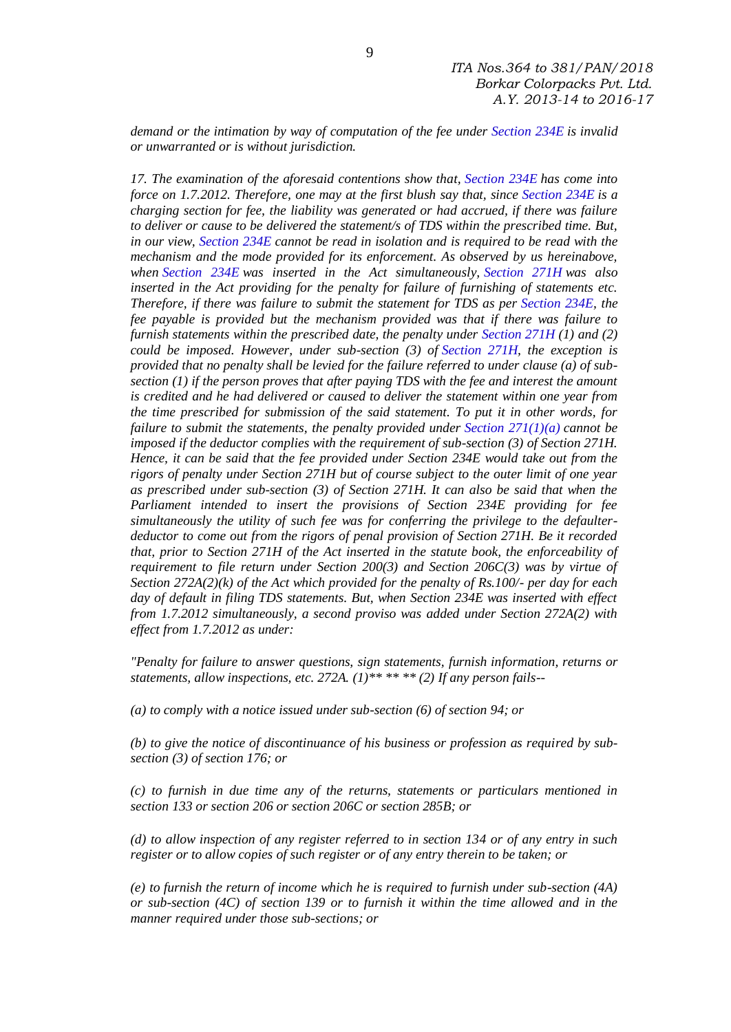*demand or the intimation by way of computation of the fee under Section 234E is invalid or unwarranted or is without jurisdiction.*

*17. The examination of the aforesaid contentions show that, Section 234E has come into force on 1.7.2012. Therefore, one may at the first blush say that, since Section 234E is a charging section for fee, the liability was generated or had accrued, if there was failure to deliver or cause to be delivered the statement/s of TDS within the prescribed time. But, in our view, Section 234E cannot be read in isolation and is required to be read with the mechanism and the mode provided for its enforcement. As observed by us hereinabove, when Section 234E was inserted in the Act simultaneously, Section 271H was also inserted in the Act providing for the penalty for failure of furnishing of statements etc. Therefore, if there was failure to submit the statement for TDS as per Section 234E, the fee payable is provided but the mechanism provided was that if there was failure to furnish statements within the prescribed date, the penalty under Section 271H (1) and (2) could be imposed. However, under sub-section (3) of Section 271H, the exception is provided that no penalty shall be levied for the failure referred to under clause (a) of sub-section (1) if the person proves that after paying TDS with the fee and interest the amount is credited and he had delivered or caused to deliver the statement within one year from the time prescribed for submission of the said statement. To put it in other words, for failure to submit the statements, the penalty provided under Section 271(1)(a) cannot be imposed if the deductor complies with the requirement of sub-section (3) of Section 271H. Hence, it can be said that the fee provided under Section 234E would take out from the rigors of penalty under Section 271H but of course subject to the outer limit of one year as prescribed under sub-section (3) of Section 271H. It can also be said that when the Parliament intended to insert the provisions of Section 234E providing for fee simultaneously the utility of such fee was for conferring the privilege to the defaulter-deductor to come out from the rigors of penal provision of Section 271H. Be it recorded that, prior to Section 271H of the Act inserted in the statute book, the enforceability of requirement to file return under Section 200(3) and Section 206C(3) was by virtue of Section 272A(2)(k) of the Act which provided for the penalty of Rs.100/- per day for each day of default in filing TDS statements. But, when Section 234E was inserted with effect from 1.7.2012 simultaneously, a second proviso was added under Section 272A(2) with effect from 1.7.2012 as under:*

*"Penalty for failure to answer questions, sign statements, furnish information, returns or statements, allow inspections, etc. 272A. (1)** ** ** (2) If any person fails--*

*(a) to comply with a notice issued under sub-section (6) of section 94; or*

*(b) to give the notice of discontinuance of his business or profession as required by sub-section (3) of section 176; or*

*(c) to furnish in due time any of the returns, statements or particulars mentioned in section 133 or section 206 or section 206C or section 285B; or*

*(d) to allow inspection of any register referred to in section 134 or of any entry in such register or to allow copies of such register or of any entry therein to be taken; or*

*(e) to furnish the return of income which he is required to furnish under sub-section (4A) or sub-section (4C) of section 139 or to furnish it within the time allowed and in the manner required under those sub-sections; or*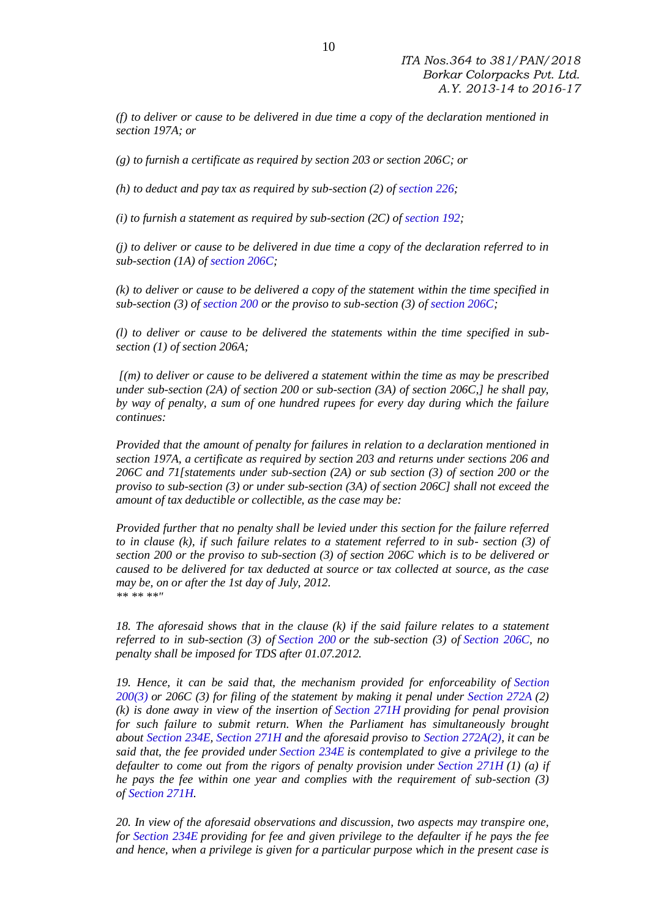*(f) to deliver or cause to be delivered in due time a copy of the declaration mentioned in section 197A; or*

*(g) to furnish a certificate as required by section 203 or section 206C; or*

*(h) to deduct and pay tax as required by sub-section (2) of section 226;*

*(i) to furnish a statement as required by sub-section (2C) of section 192;*

*(j) to deliver or cause to be delivered in due time a copy of the declaration referred to in sub-section (1A) of section 206C;*

*(k) to deliver or cause to be delivered a copy of the statement within the time specified in sub-section (3) of section 200 or the proviso to sub-section (3) of section 206C;*

*(l) to deliver or cause to be delivered the statements within the time specified in sub-section (1) of section 206A;*

*[(m) to deliver or cause to be delivered a statement within the time as may be prescribed under sub-section (2A) of section 200 or sub-section (3A) of section 206C,] he shall pay, by way of penalty, a sum of one hundred rupees for every day during which the failure continues:*

*Provided that the amount of penalty for failures in relation to a declaration mentioned in section 197A, a certificate as required by section 203 and returns under sections 206 and 206C and 71[statements under sub-section (2A) or sub section (3) of section 200 or the proviso to sub-section (3) or under sub-section (3A) of section 206C] shall not exceed the amount of tax deductible or collectible, as the case may be:*

*Provided further that no penalty shall be levied under this section for the failure referred to in clause (k), if such failure relates to a statement referred to in sub- section (3) of section 200 or the proviso to sub-section (3) of section 206C which is to be delivered or caused to be delivered for tax deducted at source or tax collected at source, as the case may be, on or after the 1st day of July, 2012.*
*\*\* \*\* \*\*"*

*18. The aforesaid shows that in the clause (k) if the said failure relates to a statement referred to in sub-section (3) of Section 200 or the sub-section (3) of Section 206C, no penalty shall be imposed for TDS after 01.07.2012.*

*19. Hence, it can be said that, the mechanism provided for enforceability of Section 200(3) or 206C (3) for filing of the statement by making it penal under Section 272A (2) (k) is done away in view of the insertion of Section 271H providing for penal provision for such failure to submit return. When the Parliament has simultaneously brought about Section 234E, Section 271H and the aforesaid proviso to Section 272A(2), it can be said that, the fee provided under Section 234E is contemplated to give a privilege to the defaulter to come out from the rigors of penalty provision under Section 271H (1) (a) if he pays the fee within one year and complies with the requirement of sub-section (3) of Section 271H.*

*20. In view of the aforesaid observations and discussion, two aspects may transpire one, for Section 234E providing for fee and given privilege to the defaulter if he pays the fee and hence, when a privilege is given for a particular purpose which in the present case is*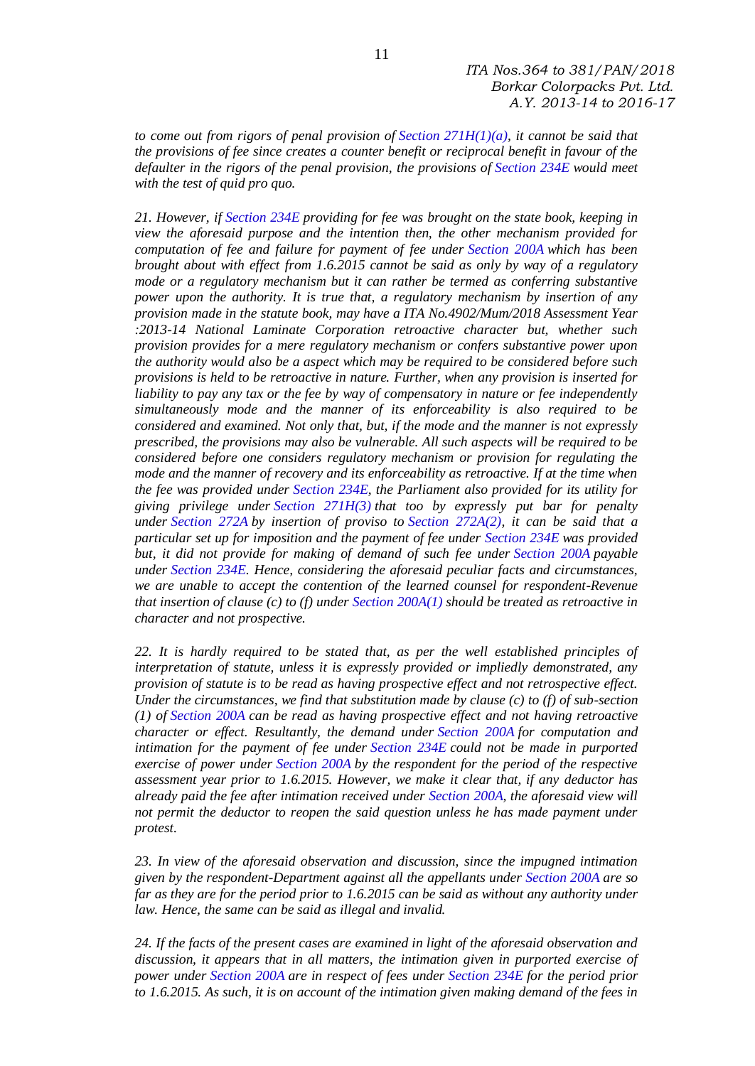*to come out from rigors of penal provision of Section 271H(1)(a), it cannot be said that the provisions of fee since creates a counter benefit or reciprocal benefit in favour of the defaulter in the rigors of the penal provision, the provisions of Section 234E would meet with the test of quid pro quo.*

*21. However, if Section 234E providing for fee was brought on the state book, keeping in view the aforesaid purpose and the intention then, the other mechanism provided for computation of fee and failure for payment of fee under Section 200A which has been brought about with effect from 1.6.2015 cannot be said as only by way of a regulatory mode or a regulatory mechanism but it can rather be termed as conferring substantive power upon the authority. It is true that, a regulatory mechanism by insertion of any provision made in the statute book, may have a ITA No.4902/Mum/2018 Assessment Year :2013-14 National Laminate Corporation retroactive character but, whether such provision provides for a mere regulatory mechanism or confers substantive power upon the authority would also be a aspect which may be required to be considered before such provisions is held to be retroactive in nature. Further, when any provision is inserted for liability to pay any tax or the fee by way of compensatory in nature or fee independently simultaneously mode and the manner of its enforceability is also required to be considered and examined. Not only that, but, if the mode and the manner is not expressly prescribed, the provisions may also be vulnerable. All such aspects will be required to be considered before one considers regulatory mechanism or provision for regulating the mode and the manner of recovery and its enforceability as retroactive. If at the time when the fee was provided under Section 234E, the Parliament also provided for its utility for giving privilege under Section 271H(3) that too by expressly put bar for penalty under Section 272A by insertion of proviso to Section 272A(2), it can be said that a particular set up for imposition and the payment of fee under Section 234E was provided but, it did not provide for making of demand of such fee under Section 200A payable under Section 234E. Hence, considering the aforesaid peculiar facts and circumstances, we are unable to accept the contention of the learned counsel for respondent-Revenue that insertion of clause (c) to (f) under Section 200A(1) should be treated as retroactive in character and not prospective.*

*22. It is hardly required to be stated that, as per the well established principles of interpretation of statute, unless it is expressly provided or impliedly demonstrated, any provision of statute is to be read as having prospective effect and not retrospective effect. Under the circumstances, we find that substitution made by clause (c) to (f) of sub-section (1) of Section 200A can be read as having prospective effect and not having retroactive character or effect. Resultantly, the demand under Section 200A for computation and intimation for the payment of fee under Section 234E could not be made in purported exercise of power under Section 200A by the respondent for the period of the respective assessment year prior to 1.6.2015. However, we make it clear that, if any deductor has already paid the fee after intimation received under Section 200A, the aforesaid view will not permit the deductor to reopen the said question unless he has made payment under protest.*

*23. In view of the aforesaid observation and discussion, since the impugned intimation given by the respondent-Department against all the appellants under Section 200A are so far as they are for the period prior to 1.6.2015 can be said as without any authority under law. Hence, the same can be said as illegal and invalid.*

*24. If the facts of the present cases are examined in light of the aforesaid observation and discussion, it appears that in all matters, the intimation given in purported exercise of power under Section 200A are in respect of fees under Section 234E for the period prior to 1.6.2015. As such, it is on account of the intimation given making demand of the fees in*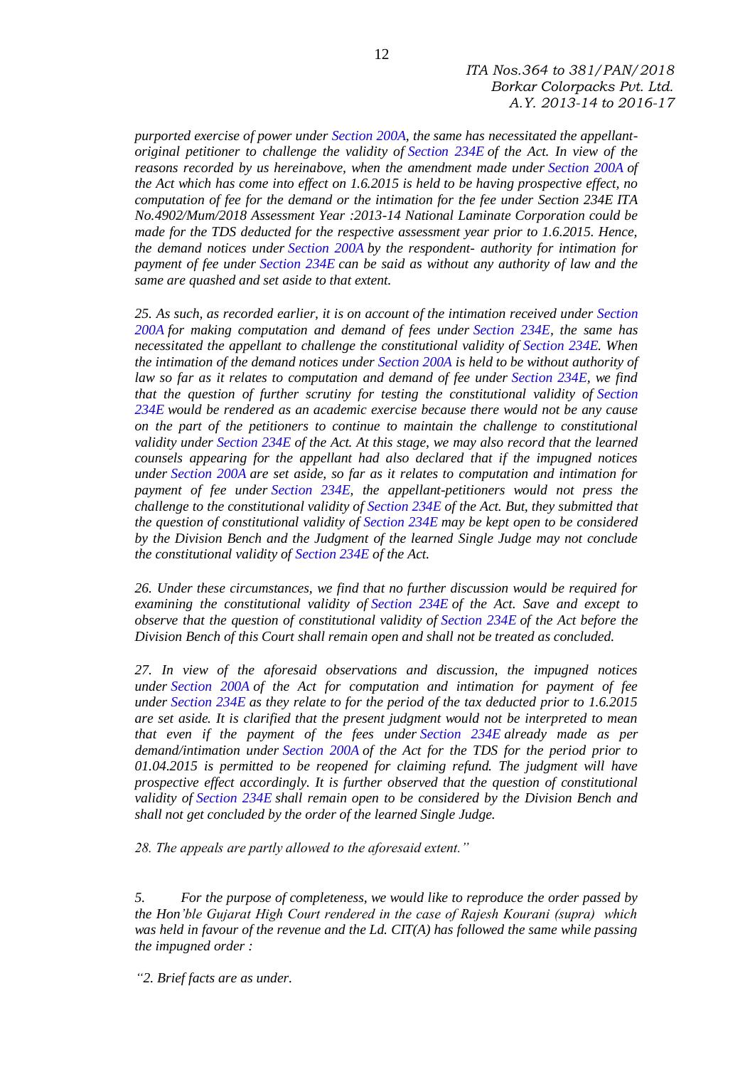*purported exercise of power under Section 200A, the same has necessitated the appellant-original petitioner to challenge the validity of Section 234E of the Act. In view of the reasons recorded by us hereinabove, when the amendment made under Section 200A of the Act which has come into effect on 1.6.2015 is held to be having prospective effect, no computation of fee for the demand or the intimation for the fee under Section 234E ITA No.4902/Mum/2018 Assessment Year :2013-14 National Laminate Corporation could be made for the TDS deducted for the respective assessment year prior to 1.6.2015. Hence, the demand notices under Section 200A by the respondent- authority for intimation for payment of fee under Section 234E can be said as without any authority of law and the same are quashed and set aside to that extent.*

*25. As such, as recorded earlier, it is on account of the intimation received under Section 200A for making computation and demand of fees under Section 234E, the same has necessitated the appellant to challenge the constitutional validity of Section 234E. When the intimation of the demand notices under Section 200A is held to be without authority of law so far as it relates to computation and demand of fee under Section 234E, we find that the question of further scrutiny for testing the constitutional validity of Section 234E would be rendered as an academic exercise because there would not be any cause on the part of the petitioners to continue to maintain the challenge to constitutional validity under Section 234E of the Act. At this stage, we may also record that the learned counsels appearing for the appellant had also declared that if the impugned notices under Section 200A are set aside, so far as it relates to computation and intimation for payment of fee under Section 234E, the appellant-petitioners would not press the challenge to the constitutional validity of Section 234E of the Act. But, they submitted that the question of constitutional validity of Section 234E may be kept open to be considered by the Division Bench and the Judgment of the learned Single Judge may not conclude the constitutional validity of Section 234E of the Act.*

*26. Under these circumstances, we find that no further discussion would be required for examining the constitutional validity of Section 234E of the Act. Save and except to observe that the question of constitutional validity of Section 234E of the Act before the Division Bench of this Court shall remain open and shall not be treated as concluded.*

*27. In view of the aforesaid observations and discussion, the impugned notices under Section 200A of the Act for computation and intimation for payment of fee under Section 234E as they relate to for the period of the tax deducted prior to 1.6.2015 are set aside. It is clarified that the present judgment would not be interpreted to mean that even if the payment of the fees under Section 234E already made as per demand/intimation under Section 200A of the Act for the TDS for the period prior to 01.04.2015 is permitted to be reopened for claiming refund. The judgment will have prospective effect accordingly. It is further observed that the question of constitutional validity of Section 234E shall remain open to be considered by the Division Bench and shall not get concluded by the order of the learned Single Judge.*

*28. The appeals are partly allowed to the aforesaid extent."*

*5. For the purpose of completeness, we would like to reproduce the order passed by the Hon'ble Gujarat High Court rendered in the case of Rajesh Kourani (supra) which was held in favour of the revenue and the Ld. CIT(A) has followed the same while passing the impugned order :*

*"2. Brief facts are as under.*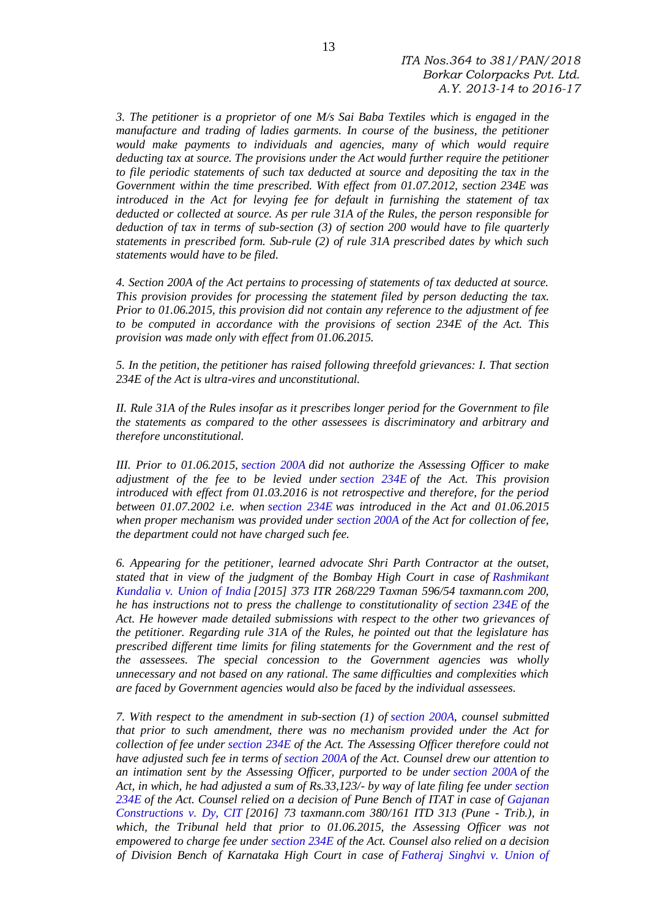*3. The petitioner is a proprietor of one M/s Sai Baba Textiles which is engaged in the manufacture and trading of ladies garments. In course of the business, the petitioner would make payments to individuals and agencies, many of which would require deducting tax at source. The provisions under the Act would further require the petitioner to file periodic statements of such tax deducted at source and depositing the tax in the Government within the time prescribed. With effect from 01.07.2012, section 234E was introduced in the Act for levying fee for default in furnishing the statement of tax deducted or collected at source. As per rule 31A of the Rules, the person responsible for deduction of tax in terms of sub-section (3) of section 200 would have to file quarterly statements in prescribed form. Sub-rule (2) of rule 31A prescribed dates by which such statements would have to be filed.*

*4. Section 200A of the Act pertains to processing of statements of tax deducted at source. This provision provides for processing the statement filed by person deducting the tax. Prior to 01.06.2015, this provision did not contain any reference to the adjustment of fee to be computed in accordance with the provisions of section 234E of the Act. This provision was made only with effect from 01.06.2015.*

*5. In the petition, the petitioner has raised following threefold grievances: I. That section 234E of the Act is ultra-vires and unconstitutional.*

*II. Rule 31A of the Rules insofar as it prescribes longer period for the Government to file the statements as compared to the other assessees is discriminatory and arbitrary and therefore unconstitutional.*

*III. Prior to 01.06.2015, section 200A did not authorize the Assessing Officer to make adjustment of the fee to be levied under section 234E of the Act. This provision introduced with effect from 01.03.2016 is not retrospective and therefore, for the period between 01.07.2002 i.e. when section 234E was introduced in the Act and 01.06.2015 when proper mechanism was provided under section 200A of the Act for collection of fee, the department could not have charged such fee.*

*6. Appearing for the petitioner, learned advocate Shri Parth Contractor at the outset, stated that in view of the judgment of the Bombay High Court in case of Rashmikant Kundalia v. Union of India [2015] 373 ITR 268/229 Taxman 596/54 taxmann.com 200, he has instructions not to press the challenge to constitutionality of section 234E of the Act. He however made detailed submissions with respect to the other two grievances of the petitioner. Regarding rule 31A of the Rules, he pointed out that the legislature has prescribed different time limits for filing statements for the Government and the rest of the assessees. The special concession to the Government agencies was wholly unnecessary and not based on any rational. The same difficulties and complexities which are faced by Government agencies would also be faced by the individual assessees.*

*7. With respect to the amendment in sub-section (1) of section 200A, counsel submitted that prior to such amendment, there was no mechanism provided under the Act for collection of fee under section 234E of the Act. The Assessing Officer therefore could not have adjusted such fee in terms of section 200A of the Act. Counsel drew our attention to an intimation sent by the Assessing Officer, purported to be under section 200A of the Act, in which, he had adjusted a sum of Rs.33,123/- by way of late filing fee under section 234E of the Act. Counsel relied on a decision of Pune Bench of ITAT in case of Gajanan Constructions v. Dy, CIT [2016] 73 taxmann.com 380/161 ITD 313 (Pune - Trib.), in which, the Tribunal held that prior to 01.06.2015, the Assessing Officer was not empowered to charge fee under section 234E of the Act. Counsel also relied on a decision of Division Bench of Karnataka High Court in case of Fatheraj Singhvi v. Union of*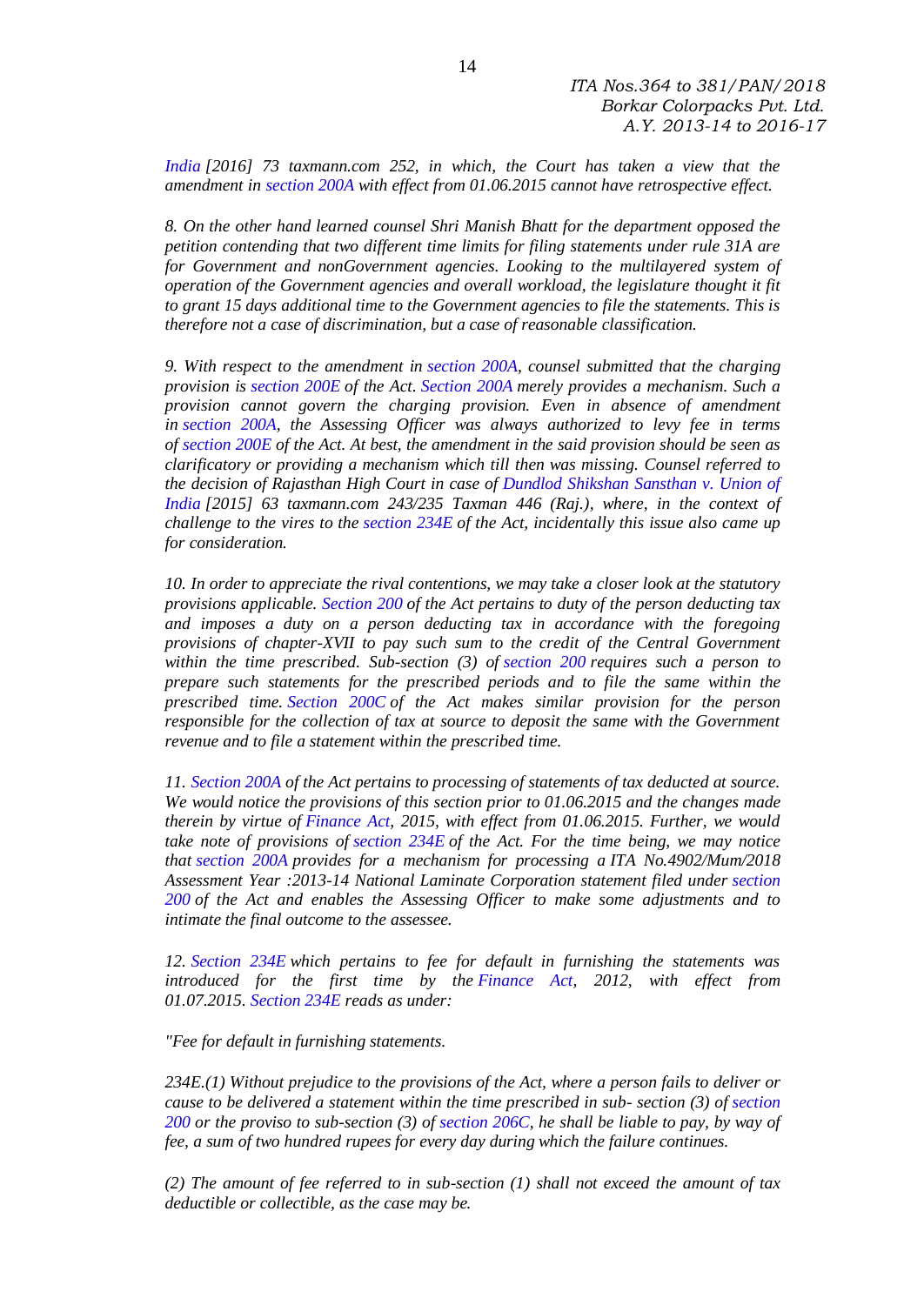*India [2016] 73 taxmann.com 252, in which, the Court has taken a view that the amendment in section 200A with effect from 01.06.2015 cannot have retrospective effect.*

*8. On the other hand learned counsel Shri Manish Bhatt for the department opposed the petition contending that two different time limits for filing statements under rule 31A are for Government and nonGovernment agencies. Looking to the multilayered system of operation of the Government agencies and overall workload, the legislature thought it fit to grant 15 days additional time to the Government agencies to file the statements. This is therefore not a case of discrimination, but a case of reasonable classification.*

*9. With respect to the amendment in section 200A, counsel submitted that the charging provision is section 200E of the Act. Section 200A merely provides a mechanism. Such a provision cannot govern the charging provision. Even in absence of amendment in section 200A, the Assessing Officer was always authorized to levy fee in terms of section 200E of the Act. At best, the amendment in the said provision should be seen as clarificatory or providing a mechanism which till then was missing. Counsel referred to the decision of Rajasthan High Court in case of Dundlod Shikshan Sansthan v. Union of India [2015] 63 taxmann.com 243/235 Taxman 446 (Raj.), where, in the context of challenge to the vires to the section 234E of the Act, incidentally this issue also came up for consideration.*

*10. In order to appreciate the rival contentions, we may take a closer look at the statutory provisions applicable. Section 200 of the Act pertains to duty of the person deducting tax and imposes a duty on a person deducting tax in accordance with the foregoing provisions of chapter-XVII to pay such sum to the credit of the Central Government within the time prescribed. Sub-section (3) of section 200 requires such a person to prepare such statements for the prescribed periods and to file the same within the prescribed time. Section 200C of the Act makes similar provision for the person responsible for the collection of tax at source to deposit the same with the Government revenue and to file a statement within the prescribed time.*

*11. Section 200A of the Act pertains to processing of statements of tax deducted at source. We would notice the provisions of this section prior to 01.06.2015 and the changes made therein by virtue of Finance Act, 2015, with effect from 01.06.2015. Further, we would take note of provisions of section 234E of the Act. For the time being, we may notice that section 200A provides for a mechanism for processing a ITA No.4902/Mum/2018 Assessment Year :2013-14 National Laminate Corporation statement filed under section 200 of the Act and enables the Assessing Officer to make some adjustments and to intimate the final outcome to the assessee.*

*12. Section 234E which pertains to fee for default in furnishing the statements was introduced for the first time by the Finance Act, 2012, with effect from 01.07.2015. Section 234E reads as under:*

*"Fee for default in furnishing statements.*

*234E.(1) Without prejudice to the provisions of the Act, where a person fails to deliver or cause to be delivered a statement within the time prescribed in sub- section (3) of section 200 or the proviso to sub-section (3) of section 206C, he shall be liable to pay, by way of fee, a sum of two hundred rupees for every day during which the failure continues.*

*(2) The amount of fee referred to in sub-section (1) shall not exceed the amount of tax deductible or collectible, as the case may be.*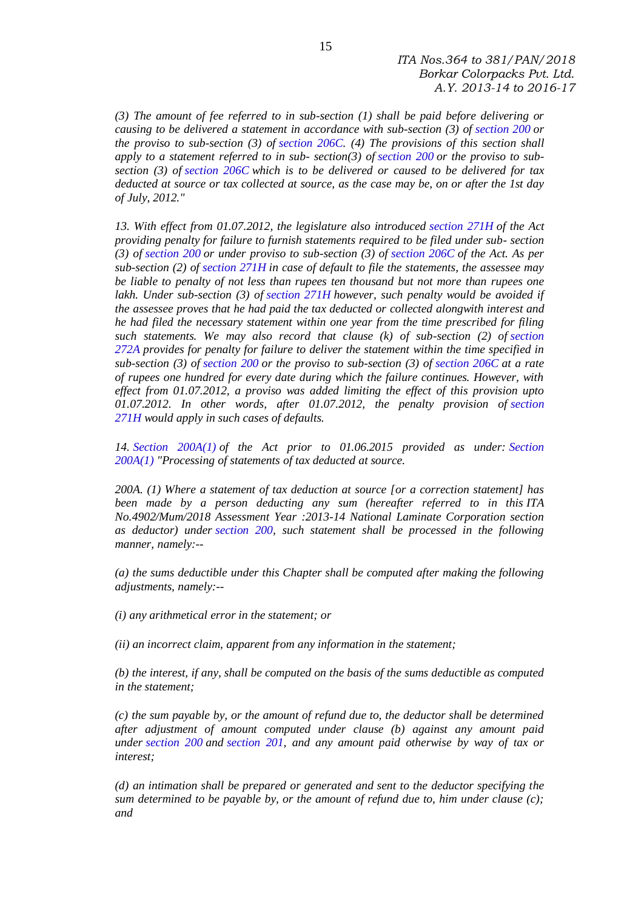*(3) The amount of fee referred to in sub-section (1) shall be paid before delivering or causing to be delivered a statement in accordance with sub-section (3) of section 200 or the proviso to sub-section (3) of section 206C. (4) The provisions of this section shall apply to a statement referred to in sub- section(3) of section 200 or the proviso to sub-section (3) of section 206C which is to be delivered or caused to be delivered for tax deducted at source or tax collected at source, as the case may be, on or after the 1st day of July, 2012."*

*13. With effect from 01.07.2012, the legislature also introduced section 271H of the Act providing penalty for failure to furnish statements required to be filed under sub- section (3) of section 200 or under proviso to sub-section (3) of section 206C of the Act. As per sub-section (2) of section 271H in case of default to file the statements, the assessee may be liable to penalty of not less than rupees ten thousand but not more than rupees one lakh. Under sub-section (3) of section 271H however, such penalty would be avoided if the assessee proves that he had paid the tax deducted or collected alongwith interest and he had filed the necessary statement within one year from the time prescribed for filing such statements. We may also record that clause (k) of sub-section (2) of section 272A provides for penalty for failure to deliver the statement within the time specified in sub-section (3) of section 200 or the proviso to sub-section (3) of section 206C at a rate of rupees one hundred for every date during which the failure continues. However, with effect from 01.07.2012, a proviso was added limiting the effect of this provision upto 01.07.2012. In other words, after 01.07.2012, the penalty provision of section 271H would apply in such cases of defaults.*

*14. Section 200A(1) of the Act prior to 01.06.2015 provided as under: Section 200A(1) "Processing of statements of tax deducted at source.*

*200A. (1) Where a statement of tax deduction at source [or a correction statement] has been made by a person deducting any sum (hereafter referred to in this ITA No.4902/Mum/2018 Assessment Year :2013-14 National Laminate Corporation section as deductor) under section 200, such statement shall be processed in the following manner, namely:--*

*(a) the sums deductible under this Chapter shall be computed after making the following adjustments, namely:--*

*(i) any arithmetical error in the statement; or*

*(ii) an incorrect claim, apparent from any information in the statement;*

*(b) the interest, if any, shall be computed on the basis of the sums deductible as computed in the statement;*

*(c) the sum payable by, or the amount of refund due to, the deductor shall be determined after adjustment of amount computed under clause (b) against any amount paid under section 200 and section 201, and any amount paid otherwise by way of tax or interest;*

*(d) an intimation shall be prepared or generated and sent to the deductor specifying the sum determined to be payable by, or the amount of refund due to, him under clause (c); and*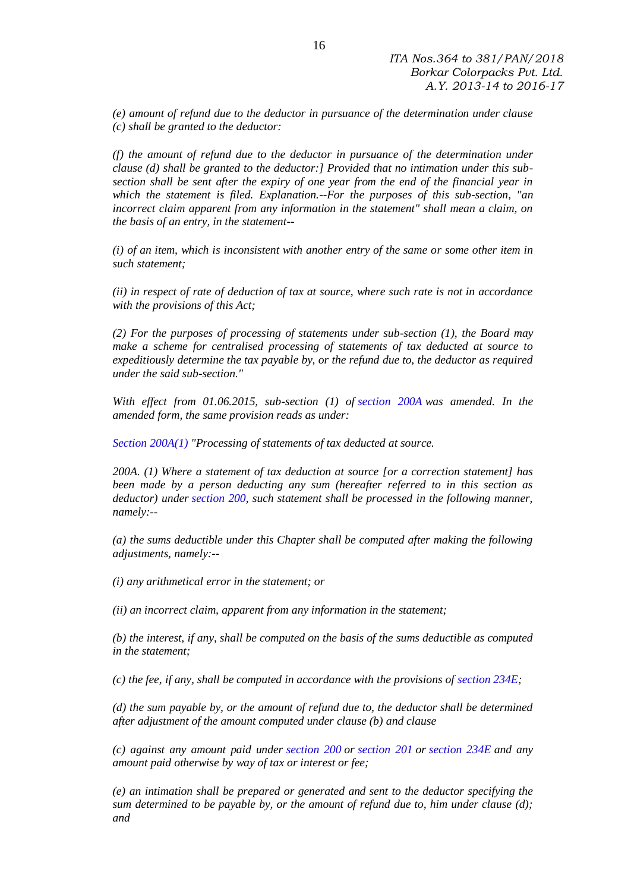*(e) amount of refund due to the deductor in pursuance of the determination under clause (c) shall be granted to the deductor:*

*(f) the amount of refund due to the deductor in pursuance of the determination under clause (d) shall be granted to the deductor:] Provided that no intimation under this sub-section shall be sent after the expiry of one year from the end of the financial year in which the statement is filed. Explanation.--For the purposes of this sub-section, "an incorrect claim apparent from any information in the statement" shall mean a claim, on the basis of an entry, in the statement--*

*(i) of an item, which is inconsistent with another entry of the same or some other item in such statement;*

*(ii) in respect of rate of deduction of tax at source, where such rate is not in accordance with the provisions of this Act;*

*(2) For the purposes of processing of statements under sub-section (1), the Board may make a scheme for centralised processing of statements of tax deducted at source to expeditiously determine the tax payable by, or the refund due to, the deductor as required under the said sub-section."*

*With effect from 01.06.2015, sub-section (1) of section 200A was amended. In the amended form, the same provision reads as under:*

*Section 200A(1) "Processing of statements of tax deducted at source.*

*200A. (1) Where a statement of tax deduction at source [or a correction statement] has been made by a person deducting any sum (hereafter referred to in this section as deductor) under section 200, such statement shall be processed in the following manner, namely:--*

*(a) the sums deductible under this Chapter shall be computed after making the following adjustments, namely:--*

*(i) any arithmetical error in the statement; or*

*(ii) an incorrect claim, apparent from any information in the statement;*

*(b) the interest, if any, shall be computed on the basis of the sums deductible as computed in the statement;*

*(c) the fee, if any, shall be computed in accordance with the provisions of section 234E;*

*(d) the sum payable by, or the amount of refund due to, the deductor shall be determined after adjustment of the amount computed under clause (b) and clause*

*(c) against any amount paid under section 200 or section 201 or section 234E and any amount paid otherwise by way of tax or interest or fee;*

*(e) an intimation shall be prepared or generated and sent to the deductor specifying the sum determined to be payable by, or the amount of refund due to, him under clause (d); and*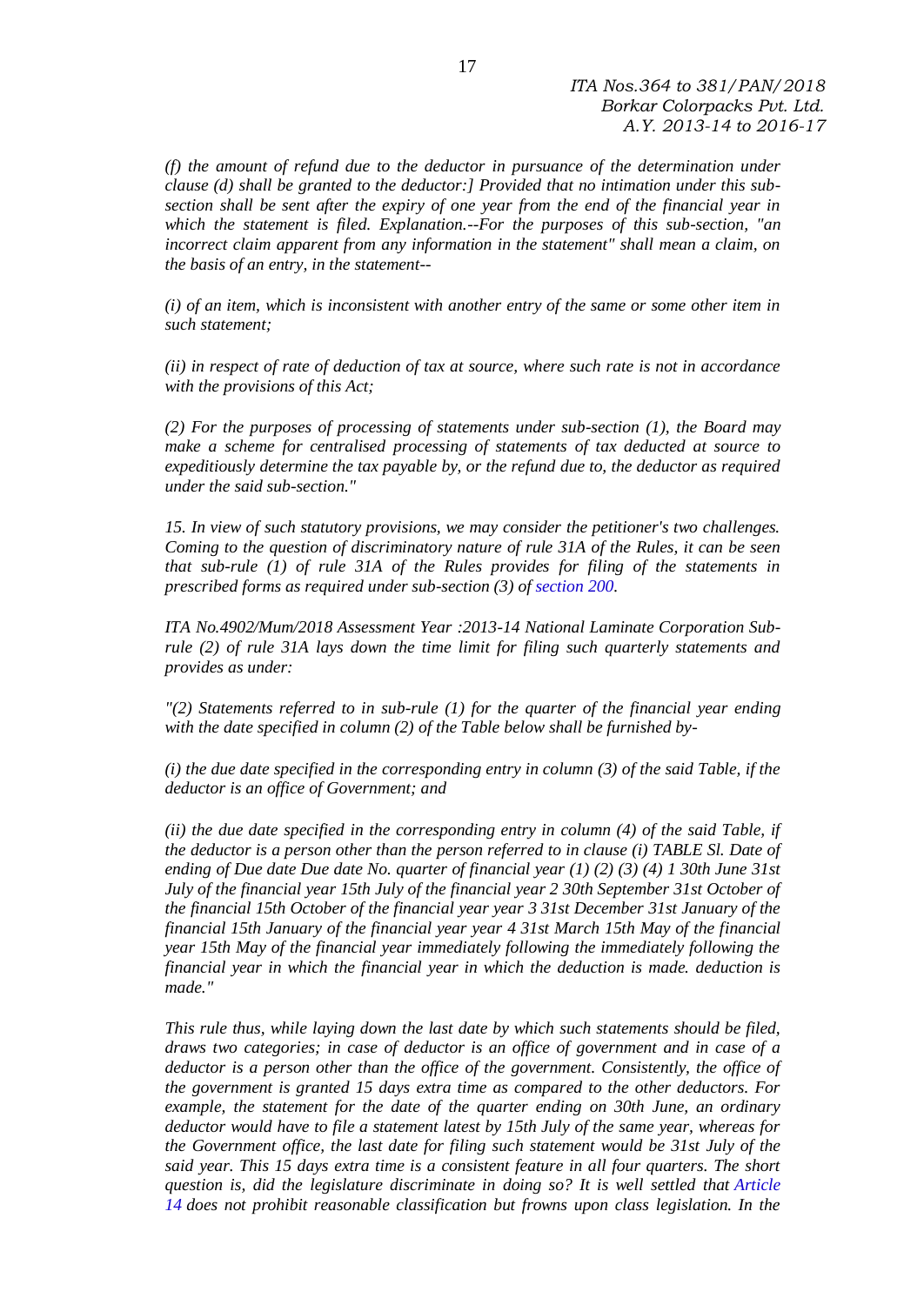*(f) the amount of refund due to the deductor in pursuance of the determination under clause (d) shall be granted to the deductor:] Provided that no intimation under this sub-section shall be sent after the expiry of one year from the end of the financial year in which the statement is filed. Explanation.--For the purposes of this sub-section, "an incorrect claim apparent from any information in the statement" shall mean a claim, on the basis of an entry, in the statement--*

*(i) of an item, which is inconsistent with another entry of the same or some other item in such statement;*

*(ii) in respect of rate of deduction of tax at source, where such rate is not in accordance with the provisions of this Act;*

*(2) For the purposes of processing of statements under sub-section (1), the Board may make a scheme for centralised processing of statements of tax deducted at source to expeditiously determine the tax payable by, or the refund due to, the deductor as required under the said sub-section."*

*15. In view of such statutory provisions, we may consider the petitioner's two challenges. Coming to the question of discriminatory nature of rule 31A of the Rules, it can be seen that sub-rule (1) of rule 31A of the Rules provides for filing of the statements in prescribed forms as required under sub-section (3) of section 200.*

*ITA No.4902/Mum/2018 Assessment Year :2013-14 National Laminate Corporation Sub-rule (2) of rule 31A lays down the time limit for filing such quarterly statements and provides as under:*

*"(2) Statements referred to in sub-rule (1) for the quarter of the financial year ending with the date specified in column (2) of the Table below shall be furnished by-*

*(i) the due date specified in the corresponding entry in column (3) of the said Table, if the deductor is an office of Government; and*

*(ii) the due date specified in the corresponding entry in column (4) of the said Table, if the deductor is a person other than the person referred to in clause (i) TABLE Sl. Date of ending of Due date Due date No. quarter of financial year (1) (2) (3) (4) 1 30th June 31st July of the financial year 15th July of the financial year 2 30th September 31st October of the financial 15th October of the financial year year 3 31st December 31st January of the financial 15th January of the financial year year 4 31st March 15th May of the financial year 15th May of the financial year immediately following the immediately following the financial year in which the financial year in which the deduction is made. deduction is made."*

*This rule thus, while laying down the last date by which such statements should be filed, draws two categories; in case of deductor is an office of government and in case of a deductor is a person other than the office of the government. Consistently, the office of the government is granted 15 days extra time as compared to the other deductors. For example, the statement for the date of the quarter ending on 30th June, an ordinary deductor would have to file a statement latest by 15th July of the same year, whereas for the Government office, the last date for filing such statement would be 31st July of the said year. This 15 days extra time is a consistent feature in all four quarters. The short question is, did the legislature discriminate in doing so? It is well settled that Article 14 does not prohibit reasonable classification but frowns upon class legislation. In the*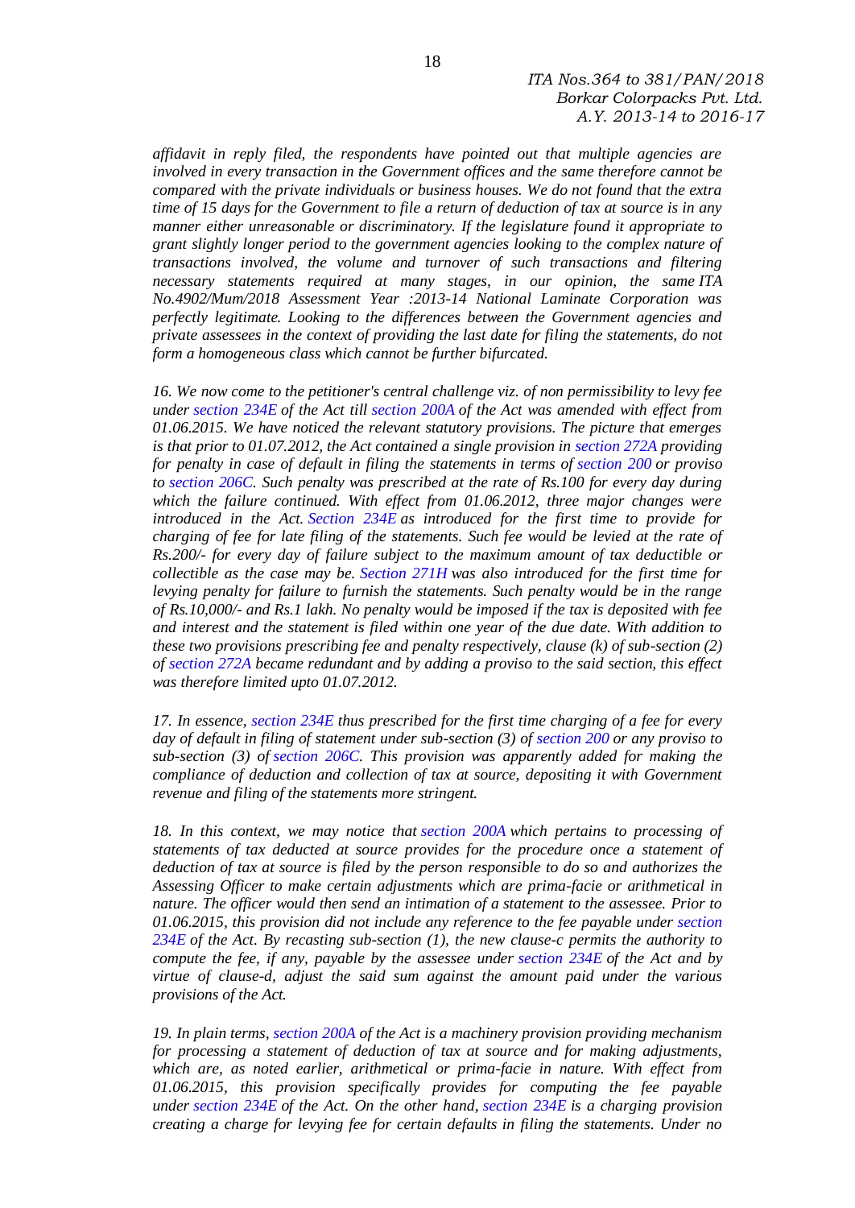*affidavit in reply filed, the respondents have pointed out that multiple agencies are involved in every transaction in the Government offices and the same therefore cannot be compared with the private individuals or business houses. We do not found that the extra time of 15 days for the Government to file a return of deduction of tax at source is in any manner either unreasonable or discriminatory. If the legislature found it appropriate to grant slightly longer period to the government agencies looking to the complex nature of transactions involved, the volume and turnover of such transactions and filtering necessary statements required at many stages, in our opinion, the same ITA No.4902/Mum/2018 Assessment Year :2013-14 National Laminate Corporation was perfectly legitimate. Looking to the differences between the Government agencies and private assessees in the context of providing the last date for filing the statements, do not form a homogeneous class which cannot be further bifurcated.*

*16. We now come to the petitioner's central challenge viz. of non permissibility to levy fee under section 234E of the Act till section 200A of the Act was amended with effect from 01.06.2015. We have noticed the relevant statutory provisions. The picture that emerges is that prior to 01.07.2012, the Act contained a single provision in section 272A providing for penalty in case of default in filing the statements in terms of section 200 or proviso to section 206C. Such penalty was prescribed at the rate of Rs.100 for every day during which the failure continued. With effect from 01.06.2012, three major changes were introduced in the Act. Section 234E as introduced for the first time to provide for charging of fee for late filing of the statements. Such fee would be levied at the rate of Rs.200/- for every day of failure subject to the maximum amount of tax deductible or collectible as the case may be. Section 271H was also introduced for the first time for levying penalty for failure to furnish the statements. Such penalty would be in the range of Rs.10,000/- and Rs.1 lakh. No penalty would be imposed if the tax is deposited with fee and interest and the statement is filed within one year of the due date. With addition to these two provisions prescribing fee and penalty respectively, clause (k) of sub-section (2) of section 272A became redundant and by adding a proviso to the said section, this effect was therefore limited upto 01.07.2012.*

*17. In essence, section 234E thus prescribed for the first time charging of a fee for every day of default in filing of statement under sub-section (3) of section 200 or any proviso to sub-section (3) of section 206C. This provision was apparently added for making the compliance of deduction and collection of tax at source, depositing it with Government revenue and filing of the statements more stringent.*

*18. In this context, we may notice that section 200A which pertains to processing of statements of tax deducted at source provides for the procedure once a statement of deduction of tax at source is filed by the person responsible to do so and authorizes the Assessing Officer to make certain adjustments which are prima-facie or arithmetical in nature. The officer would then send an intimation of a statement to the assessee. Prior to 01.06.2015, this provision did not include any reference to the fee payable under section 234E of the Act. By recasting sub-section (1), the new clause-c permits the authority to compute the fee, if any, payable by the assessee under section 234E of the Act and by virtue of clause-d, adjust the said sum against the amount paid under the various provisions of the Act.*

*19. In plain terms, section 200A of the Act is a machinery provision providing mechanism for processing a statement of deduction of tax at source and for making adjustments, which are, as noted earlier, arithmetical or prima-facie in nature. With effect from 01.06.2015, this provision specifically provides for computing the fee payable under section 234E of the Act. On the other hand, section 234E is a charging provision creating a charge for levying fee for certain defaults in filing the statements. Under no*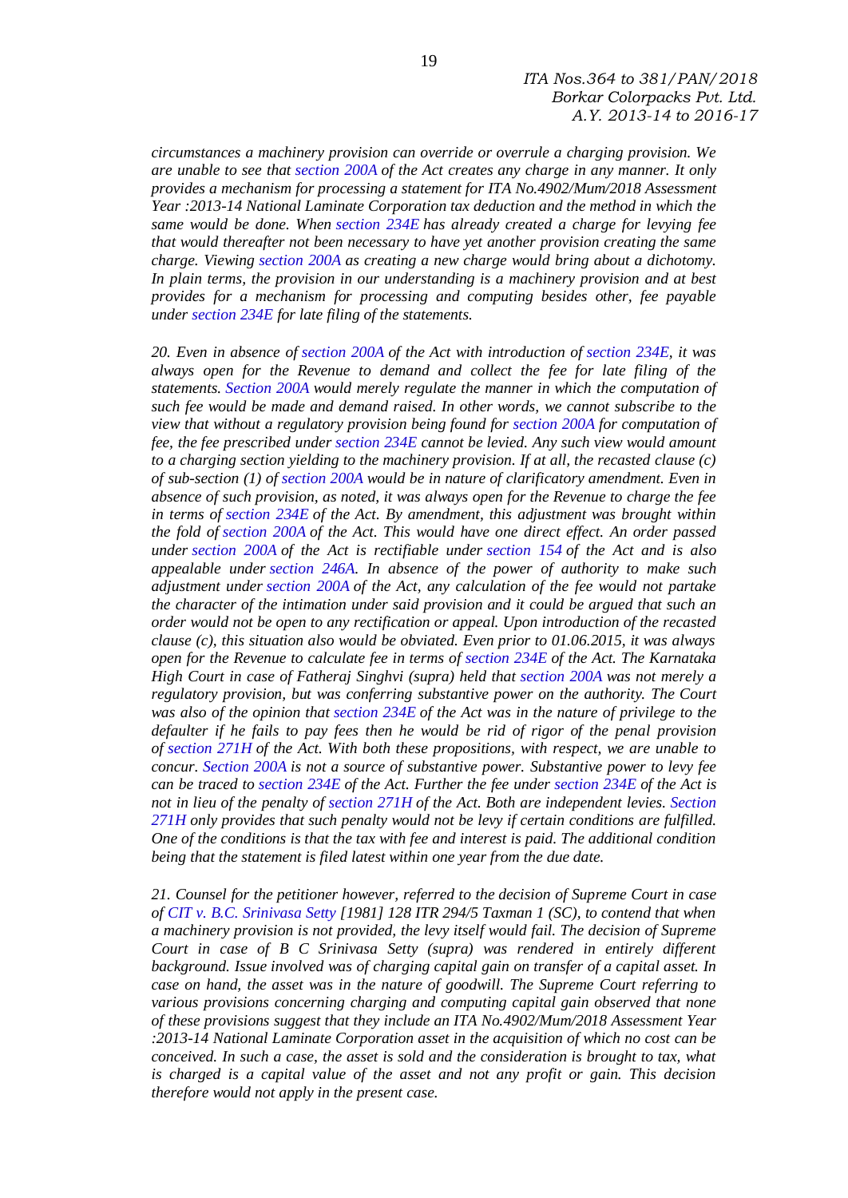*circumstances a machinery provision can override or overrule a charging provision. We are unable to see that section 200A of the Act creates any charge in any manner. It only provides a mechanism for processing a statement for ITA No.4902/Mum/2018 Assessment Year :2013-14 National Laminate Corporation tax deduction and the method in which the same would be done. When section 234E has already created a charge for levying fee that would thereafter not been necessary to have yet another provision creating the same charge. Viewing section 200A as creating a new charge would bring about a dichotomy. In plain terms, the provision in our understanding is a machinery provision and at best provides for a mechanism for processing and computing besides other, fee payable under section 234E for late filing of the statements.*

*20. Even in absence of section 200A of the Act with introduction of section 234E, it was always open for the Revenue to demand and collect the fee for late filing of the statements. Section 200A would merely regulate the manner in which the computation of such fee would be made and demand raised. In other words, we cannot subscribe to the view that without a regulatory provision being found for section 200A for computation of fee, the fee prescribed under section 234E cannot be levied. Any such view would amount to a charging section yielding to the machinery provision. If at all, the recasted clause (c) of sub-section (1) of section 200A would be in nature of clarificatory amendment. Even in absence of such provision, as noted, it was always open for the Revenue to charge the fee in terms of section 234E of the Act. By amendment, this adjustment was brought within the fold of section 200A of the Act. This would have one direct effect. An order passed under section 200A of the Act is rectifiable under section 154 of the Act and is also appealable under section 246A. In absence of the power of authority to make such adjustment under section 200A of the Act, any calculation of the fee would not partake the character of the intimation under said provision and it could be argued that such an order would not be open to any rectification or appeal. Upon introduction of the recasted clause (c), this situation also would be obviated. Even prior to 01.06.2015, it was always open for the Revenue to calculate fee in terms of section 234E of the Act. The Karnataka High Court in case of Fatheraj Singhvi (supra) held that section 200A was not merely a regulatory provision, but was conferring substantive power on the authority. The Court was also of the opinion that section 234E of the Act was in the nature of privilege to the defaulter if he fails to pay fees then he would be rid of rigor of the penal provision of section 271H of the Act. With both these propositions, with respect, we are unable to concur. Section 200A is not a source of substantive power. Substantive power to levy fee can be traced to section 234E of the Act. Further the fee under section 234E of the Act is not in lieu of the penalty of section 271H of the Act. Both are independent levies. Section 271H only provides that such penalty would not be levy if certain conditions are fulfilled. One of the conditions is that the tax with fee and interest is paid. The additional condition being that the statement is filed latest within one year from the due date.*

*21. Counsel for the petitioner however, referred to the decision of Supreme Court in case of CIT v. B.C. Srinivasa Setty [1981] 128 ITR 294/5 Taxman 1 (SC), to contend that when a machinery provision is not provided, the levy itself would fail. The decision of Supreme Court in case of B C Srinivasa Setty (supra) was rendered in entirely different background. Issue involved was of charging capital gain on transfer of a capital asset. In case on hand, the asset was in the nature of goodwill. The Supreme Court referring to various provisions concerning charging and computing capital gain observed that none of these provisions suggest that they include an ITA No.4902/Mum/2018 Assessment Year :2013-14 National Laminate Corporation asset in the acquisition of which no cost can be conceived. In such a case, the asset is sold and the consideration is brought to tax, what is charged is a capital value of the asset and not any profit or gain. This decision therefore would not apply in the present case.*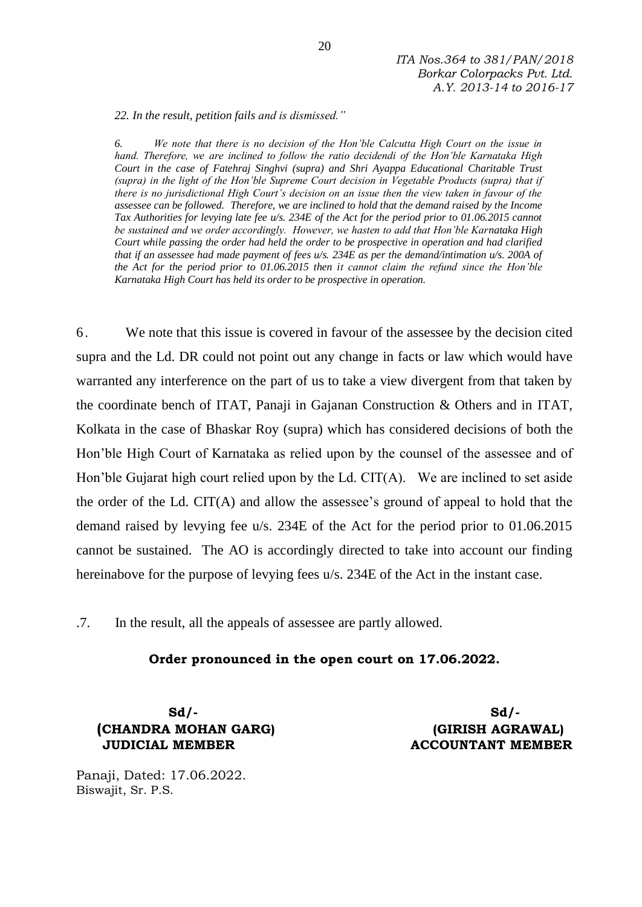*22. In the result, petition fails and is dismissed."*

*6. We note that there is no decision of the Hon'ble Calcutta High Court on the issue in hand. Therefore, we are inclined to follow the ratio decidendi of the Hon'ble Karnataka High Court in the case of Fatehraj Singhvi (supra) and Shri Ayappa Educational Charitable Trust (supra) in the light of the Hon'ble Supreme Court decision in Vegetable Products (supra) that if there is no jurisdictional High Court's decision on an issue then the view taken in favour of the assessee can be followed. Therefore, we are inclined to hold that the demand raised by the Income Tax Authorities for levying late fee u/s. 234E of the Act for the period prior to 01.06.2015 cannot be sustained and we order accordingly. However, we hasten to add that Hon'ble Karnataka High Court while passing the order had held the order to be prospective in operation and had clarified that if an assessee had made payment of fees u/s. 234E as per the demand/intimation u/s. 200A of the Act for the period prior to 01.06.2015 then it cannot claim the refund since the Hon'ble Karnataka High Court has held its order to be prospective in operation.*

6. We note that this issue is covered in favour of the assessee by the decision cited supra and the Ld. DR could not point out any change in facts or law which would have warranted any interference on the part of us to take a view divergent from that taken by the coordinate bench of ITAT, Panaji in Gajanan Construction & Others and in ITAT, Kolkata in the case of Bhaskar Roy (supra) which has considered decisions of both the Hon'ble High Court of Karnataka as relied upon by the counsel of the assessee and of Hon'ble Gujarat high court relied upon by the Ld. CIT(A). We are inclined to set aside the order of the Ld. CIT(A) and allow the assessee's ground of appeal to hold that the demand raised by levying fee u/s. 234E of the Act for the period prior to 01.06.2015 cannot be sustained. The AO is accordingly directed to take into account our finding hereinabove for the purpose of levying fees u/s. 234E of the Act in the instant case.

.7. In the result, all the appeals of assessee are partly allowed.

**Order pronounced in the open court on 17.06.2022.**

| Sd/- | Sd/- |
|---|---|
| **(CHANDRA MOHAN GARG)** | **(GIRISH AGRAWAL)** |
| **JUDICIAL MEMBER** | **ACCOUNTANT MEMBER** |

Panaji, Dated: 17.06.2022.
Biswajit, Sr. P.S.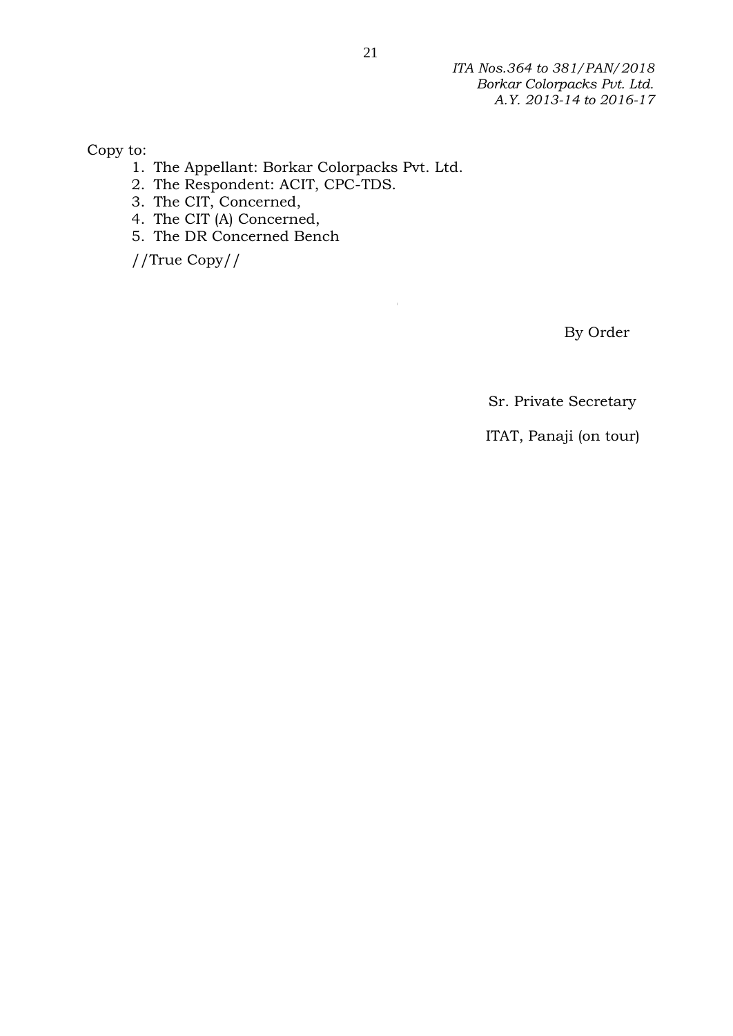Copy to:

1. The Appellant: Borkar Colorpacks Pvt. Ltd.
2. The Respondent: ACIT, CPC-TDS.
3. The CIT, Concerned,
4. The CIT (A) Concerned,
5. The DR Concerned Bench

//True Copy//

By Order

Sr. Private Secretary

ITAT, Panaji (on tour)